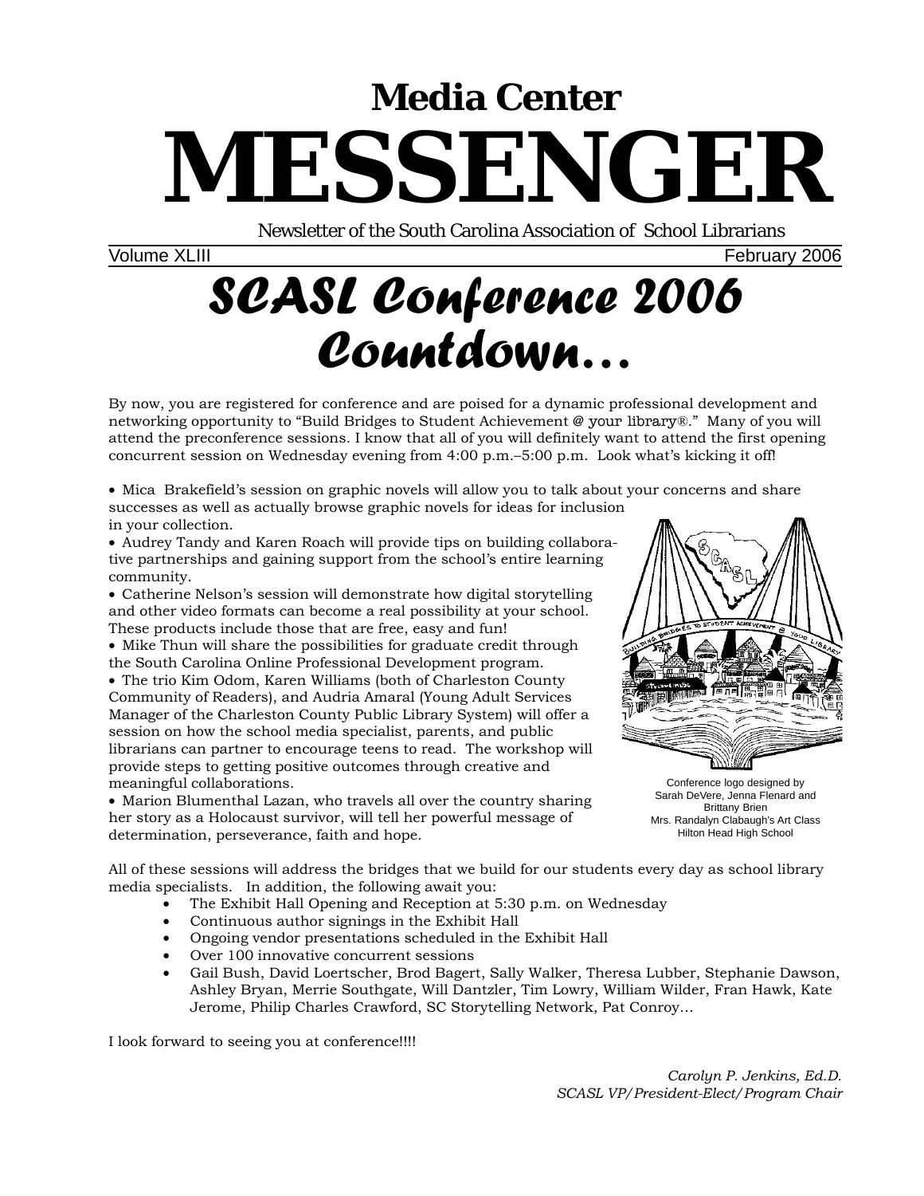# Media Center MESSENGER

Newsletter of the South Carolina Association of School Librarians

Volume XLIII February 2006

## SCASL Conference 2006 Countdown…

By now, you are registered for conference and are poised for a dynamic professional development and networking opportunity to "Build Bridges to Student Achievement @ your library®." Many of you will attend the preconference sessions. I know that all of you will definitely want to attend the first opening concurrent session on Wednesday evening from 4:00 p.m.–5:00 p.m. Look what's kicking it off!

- Mica Brakefield's session on graphic novels will allow you to talk about your concerns and share successes as well as actually browse graphic novels for ideas for inclusion in your collection.
- Audrey Tandy and Karen Roach will provide tips on building collaborative partnerships and gaining support from the school's entire learning community.
- Catherine Nelson's session will demonstrate how digital storytelling and other video formats can become a real possibility at your school. These products include those that are free, easy and fun!
- Mike Thun will share the possibilities for graduate credit through the South Carolina Online Professional Development program.
- The trio Kim Odom, Karen Williams (both of Charleston County Community of Readers), and Audria Amaral (Young Adult Services Manager of the Charleston County Public Library System) will offer a session on how the school media specialist, parents, and public librarians can partner to encourage teens to read. The workshop will provide steps to getting positive outcomes through creative and meaningful collaborations.
- Marion Blumenthal Lazan, who travels all over the country sharing her story as a Holocaust survivor, will tell her powerful message of determination, perseverance, faith and hope.

Conference logo designed by Sarah DeVere, Jenna Flenard and Brittany Brien
Mrs. Randalyn Clabaugh's Art Class
Hilton Head High School

All of these sessions will address the bridges that we build for our students every day as school library media specialists. In addition, the following await you:

- The Exhibit Hall Opening and Reception at 5:30 p.m. on Wednesday
- Continuous author signings in the Exhibit Hall
- Ongoing vendor presentations scheduled in the Exhibit Hall
- Over 100 innovative concurrent sessions
- Gail Bush, David Loertscher, Brod Bagert, Sally Walker, Theresa Lubber, Stephanie Dawson, Ashley Bryan, Merrie Southgate, Will Dantzler, Tim Lowry, William Wilder, Fran Hawk, Kate Jerome, Philip Charles Crawford, SC Storytelling Network, Pat Conroy…

I look forward to seeing you at conference!!!!

*Carolyn P. Jenkins, Ed.D.*
*SCASL VP/President-Elect/Program Chair*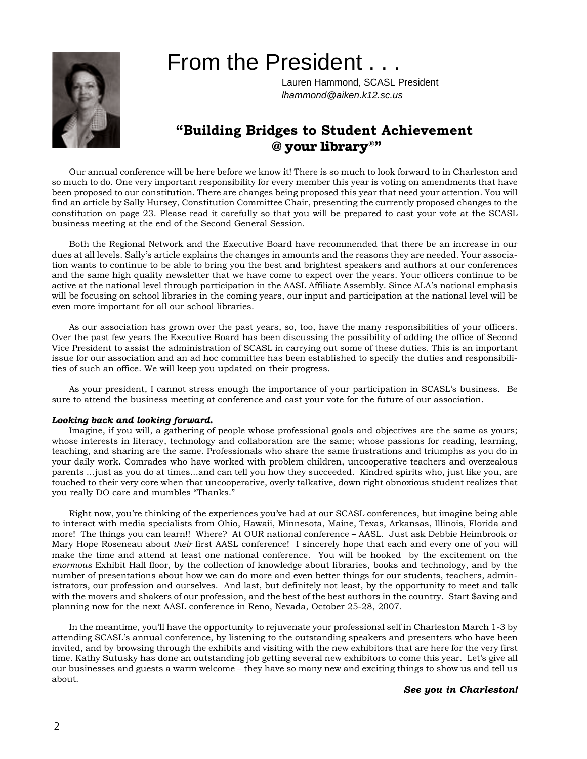# From the President . . .

Lauren Hammond, SCASL President
*lhammond@aiken.k12.sc.us*

## “Building Bridges to Student Achievement @ your library®”

Our annual conference will be here before we know it! There is so much to look forward to in Charleston and so much to do. One very important responsibility for every member this year is voting on amendments that have been proposed to our constitution. There are changes being proposed this year that need your attention. You will find an article by Sally Hursey, Constitution Committee Chair, presenting the currently proposed changes to the constitution on page 23. Please read it carefully so that you will be prepared to cast your vote at the SCASL business meeting at the end of the Second General Session.

Both the Regional Network and the Executive Board have recommended that there be an increase in our dues at all levels. Sally’s article explains the changes in amounts and the reasons they are needed. Your association wants to continue to be able to bring you the best and brightest speakers and authors at our conferences and the same high quality newsletter that we have come to expect over the years. Your officers continue to be active at the national level through participation in the AASL Affiliate Assembly. Since ALA’s national emphasis will be focusing on school libraries in the coming years, our input and participation at the national level will be even more important for all our school libraries.

As our association has grown over the past years, so, too, have the many responsibilities of your officers. Over the past few years the Executive Board has been discussing the possibility of adding the office of Second Vice President to assist the administration of SCASL in carrying out some of these duties. This is an important issue for our association and an ad hoc committee has been established to specify the duties and responsibilities of such an office. We will keep you updated on their progress.

As your president, I cannot stress enough the importance of your participation in SCASL’s business. Be sure to attend the business meeting at conference and cast your vote for the future of our association.

***Looking back and looking forward.***

Imagine, if you will, a gathering of people whose professional goals and objectives are the same as yours; whose interests in literacy, technology and collaboration are the same; whose passions for reading, learning, teaching, and sharing are the same. Professionals who share the same frustrations and triumphs as you do in your daily work. Comrades who have worked with problem children, uncooperative teachers and overzealous parents …just as you do at times...and can tell you how they succeeded. Kindred spirits who, just like you, are touched to their very core when that uncooperative, overly talkative, down right obnoxious student realizes that you really DO care and mumbles “Thanks.”

Right now, you’re thinking of the experiences you’ve had at our SCASL conferences, but imagine being able to interact with media specialists from Ohio, Hawaii, Minnesota, Maine, Texas, Arkansas, Illinois, Florida and more! The things you can learn!! Where? At OUR national conference – AASL. Just ask Debbie Heimbrook or Mary Hope Roseneau about *their* first AASL conference! I sincerely hope that each and every one of you will make the time and attend at least one national conference. You will be hooked by the excitement on the *enormous* Exhibit Hall floor, by the collection of knowledge about libraries, books and technology, and by the number of presentations about how we can do more and even better things for our students, teachers, administrators, our profession and ourselves. And last, but definitely not least, by the opportunity to meet and talk with the movers and shakers of our profession, and the best of the best authors in the country. Start $aving and planning now for the next AASL conference in Reno, Nevada, October 25-28, 2007.

In the meantime, you’ll have the opportunity to rejuvenate your professional self in Charleston March 1-3 by attending SCASL’s annual conference, by listening to the outstanding speakers and presenters who have been invited, and by browsing through the exhibits and visiting with the new exhibitors that are here for the very first time. Kathy Sutusky has done an outstanding job getting several new exhibitors to come this year. Let’s give all our businesses and guests a warm welcome – they have so many new and exciting things to show us and tell us about.

***See you in Charleston!***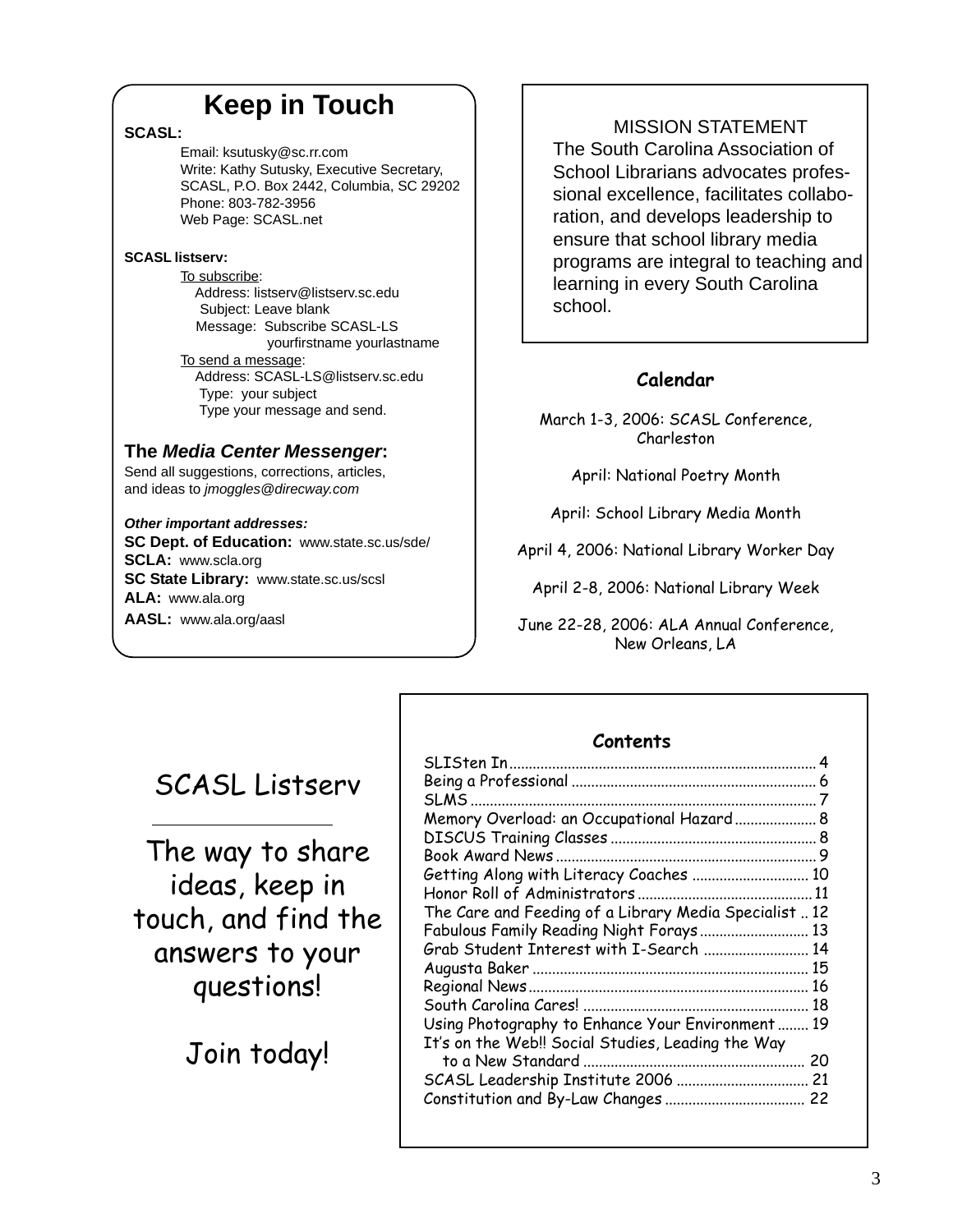## Keep in Touch

**SCASL:**

Email: ksutusky@sc.rr.com
Write: Kathy Sutusky, Executive Secretary, SCASL, P.O. Box 2442, Columbia, SC 29202
Phone: 803-782-3956
Web Page: SCASL.net

**SCASL listserv:**

To subscribe:
Address: listserv@listserv.sc.edu
Subject: Leave blank
Message: Subscribe SCASL-LS yourfirstname yourlastname

To send a message:
Address: SCASL-LS@listserv.sc.edu
Type: your subject
Type your message and send.

**The *Media Center Messenger*:**
Send all suggestions, corrections, articles, and ideas to *jmoggles@direcway.com*

***Other important addresses:***
**SC Dept. of Education:** www.state.sc.us/sde/
**SCLA:** www.scla.org
**SC State Library:** www.state.sc.us/scsl
**ALA:** www.ala.org
**AASL:** www.ala.org/aasl

MISSION STATEMENT

The South Carolina Association of School Librarians advocates professional excellence, facilitates collaboration, and develops leadership to ensure that school library media programs are integral to teaching and learning in every South Carolina school.

### Calendar

March 1-3, 2006: SCASL Conference, Charleston

April: National Poetry Month

April: School Library Media Month

April 4, 2006: National Library Worker Day

April 2-8, 2006: National Library Week

June 22-28, 2006: ALA Annual Conference, New Orleans, LA

## SCASL Listserv

The way to share ideas, keep in touch, and find the answers to your questions!

Join today!

### Contents

SLISten In .... 4
Being a Professional .... 6
SLMS .... 7
Memory Overload: an Occupational Hazard .... 8
DISCUS Training Classes .... 8
Book Award News .... 9
Getting Along with Literacy Coaches .... 10
Honor Roll of Administrators .... 11
The Care and Feeding of a Library Media Specialist .... 12
Fabulous Family Reading Night Forays .... 13
Grab Student Interest with I-Search .... 14
Augusta Baker .... 15
Regional News .... 16
South Carolina Cares! .... 18
Using Photography to Enhance Your Environment .... 19
It's on the Web!! Social Studies, Leading the Way to a New Standard .... 20
SCASL Leadership Institute 2006 .... 21
Constitution and By-Law Changes .... 22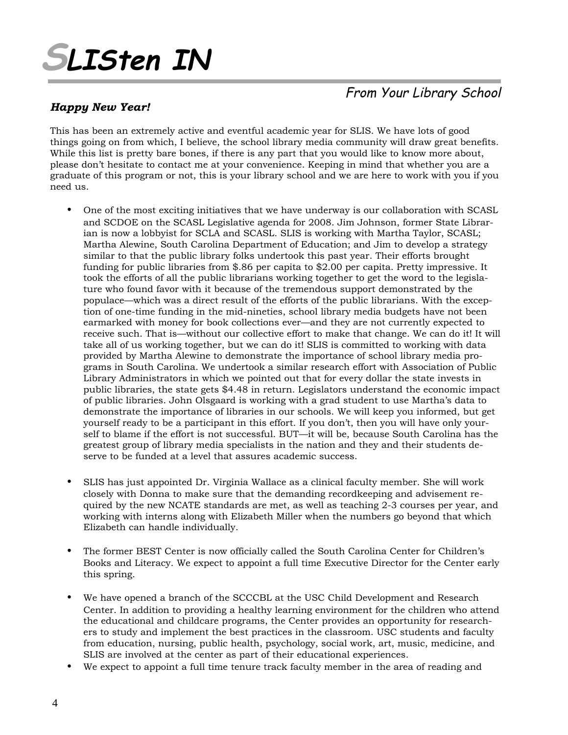# SLISten IN

*From Your Library School*

***Happy New Year!***

This has been an extremely active and eventful academic year for SLIS. We have lots of good things going on from which, I believe, the school library media community will draw great benefits. While this list is pretty bare bones, if there is any part that you would like to know more about, please don't hesitate to contact me at your convenience. Keeping in mind that whether you are a graduate of this program or not, this is your library school and we are here to work with you if you need us.

- One of the most exciting initiatives that we have underway is our collaboration with SCASL and SCDOE on the SCASL Legislative agenda for 2008. Jim Johnson, former State Librarian is now a lobbyist for SCLA and SCASL. SLIS is working with Martha Taylor, SCASL; Martha Alewine, South Carolina Department of Education; and Jim to develop a strategy similar to that the public library folks undertook this past year. Their efforts brought funding for public libraries from $.86 per capita to $2.00 per capita. Pretty impressive. It took the efforts of all the public librarians working together to get the word to the legislature who found favor with it because of the tremendous support demonstrated by the populace—which was a direct result of the efforts of the public librarians. With the exception of one-time funding in the mid-nineties, school library media budgets have not been earmarked with money for book collections ever—and they are not currently expected to receive such. That is—without our collective effort to make that change. We can do it! It will take all of us working together, but we can do it! SLIS is committed to working with data provided by Martha Alewine to demonstrate the importance of school library media programs in South Carolina. We undertook a similar research effort with Association of Public Library Administrators in which we pointed out that for every dollar the state invests in public libraries, the state gets $4.48 in return. Legislators understand the economic impact of public libraries. John Olsgaard is working with a grad student to use Martha's data to demonstrate the importance of libraries in our schools. We will keep you informed, but get yourself ready to be a participant in this effort. If you don't, then you will have only yourself to blame if the effort is not successful. BUT—it will be, because South Carolina has the greatest group of library media specialists in the nation and they and their students deserve to be funded at a level that assures academic success.

- SLIS has just appointed Dr. Virginia Wallace as a clinical faculty member. She will work closely with Donna to make sure that the demanding recordkeeping and advisement required by the new NCATE standards are met, as well as teaching 2-3 courses per year, and working with interns along with Elizabeth Miller when the numbers go beyond that which Elizabeth can handle individually.

- The former BEST Center is now officially called the South Carolina Center for Children's Books and Literacy. We expect to appoint a full time Executive Director for the Center early this spring.

- We have opened a branch of the SCCCBL at the USC Child Development and Research Center. In addition to providing a healthy learning environment for the children who attend the educational and childcare programs, the Center provides an opportunity for researchers to study and implement the best practices in the classroom. USC students and faculty from education, nursing, public health, psychology, social work, art, music, medicine, and SLIS are involved at the center as part of their educational experiences.
- We expect to appoint a full time tenure track faculty member in the area of reading and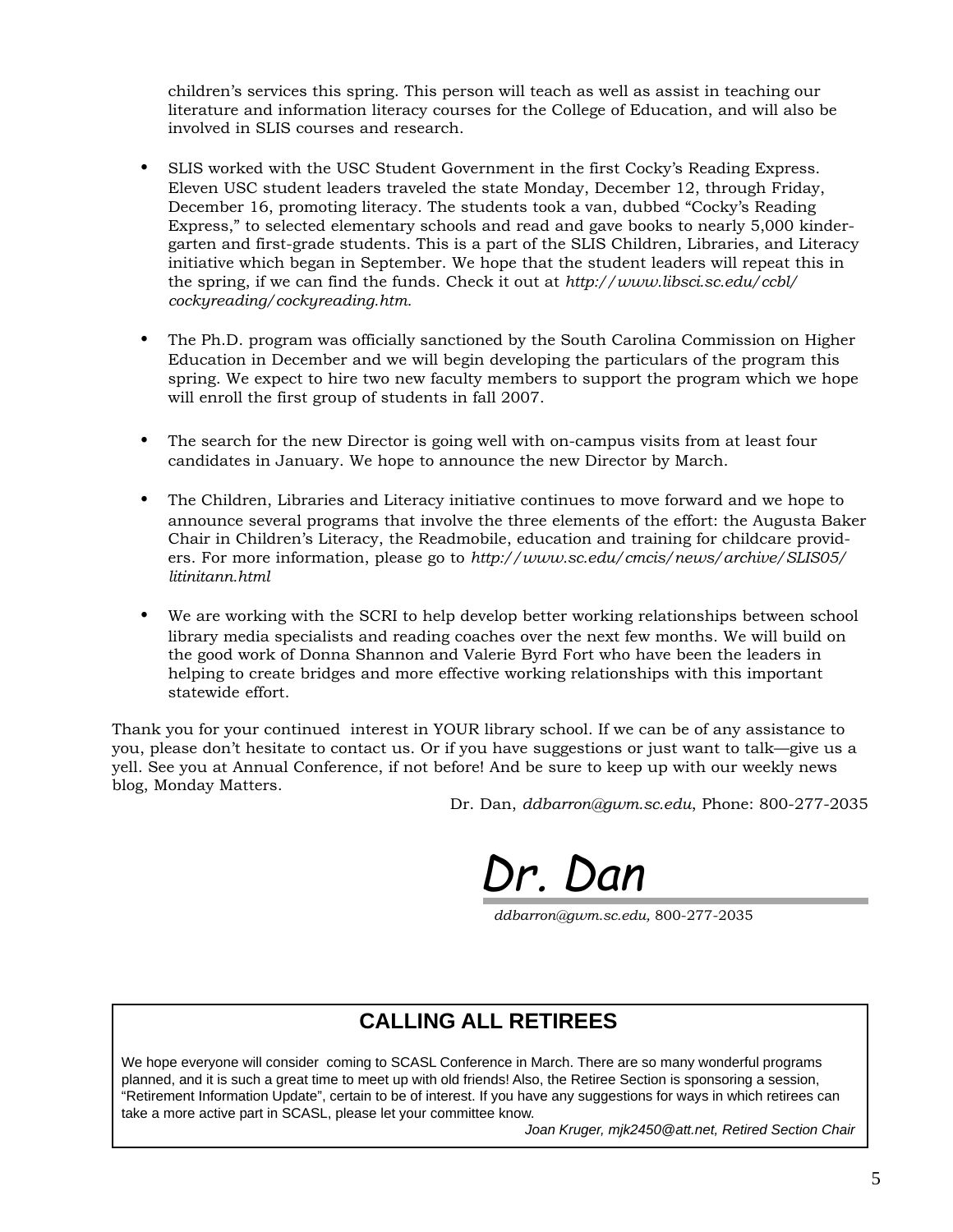children's services this spring. This person will teach as well as assist in teaching our literature and information literacy courses for the College of Education, and will also be involved in SLIS courses and research.

- SLIS worked with the USC Student Government in the first Cocky's Reading Express. Eleven USC student leaders traveled the state Monday, December 12, through Friday, December 16, promoting literacy. The students took a van, dubbed "Cocky's Reading Express," to selected elementary schools and read and gave books to nearly 5,000 kindergarten and first-grade students. This is a part of the SLIS Children, Libraries, and Literacy initiative which began in September. We hope that the student leaders will repeat this in the spring, if we can find the funds. Check it out at *http://www.libsci.sc.edu/ccbl/cockyreading/cockyreading.htm*.

- The Ph.D. program was officially sanctioned by the South Carolina Commission on Higher Education in December and we will begin developing the particulars of the program this spring. We expect to hire two new faculty members to support the program which we hope will enroll the first group of students in fall 2007.

- The search for the new Director is going well with on-campus visits from at least four candidates in January. We hope to announce the new Director by March.

- The Children, Libraries and Literacy initiative continues to move forward and we hope to announce several programs that involve the three elements of the effort: the Augusta Baker Chair in Children's Literacy, the Readmobile, education and training for childcare providers. For more information, please go to *http://www.sc.edu/cmcis/news/archive/SLIS05/litinitann.html*

- We are working with the SCRI to help develop better working relationships between school library media specialists and reading coaches over the next few months. We will build on the good work of Donna Shannon and Valerie Byrd Fort who have been the leaders in helping to create bridges and more effective working relationships with this important statewide effort.

Thank you for your continued interest in YOUR library school. If we can be of any assistance to you, please don't hesitate to contact us. Or if you have suggestions or just want to talk—give us a yell. See you at Annual Conference, if not before! And be sure to keep up with our weekly news blog, Monday Matters.

Dr. Dan, *ddbarron@gwm.sc.edu*, Phone: 800-277-2035

*Dr. Dan*

*ddbarron@gwm.sc.edu,* 800-277-2035

## CALLING ALL RETIREES

We hope everyone will consider coming to SCASL Conference in March. There are so many wonderful programs planned, and it is such a great time to meet up with old friends! Also, the Retiree Section is sponsoring a session, "Retirement Information Update", certain to be of interest. If you have any suggestions for ways in which retirees can take a more active part in SCASL, please let your committee know.

*Joan Kruger, mjk2450@att.net, Retired Section Chair*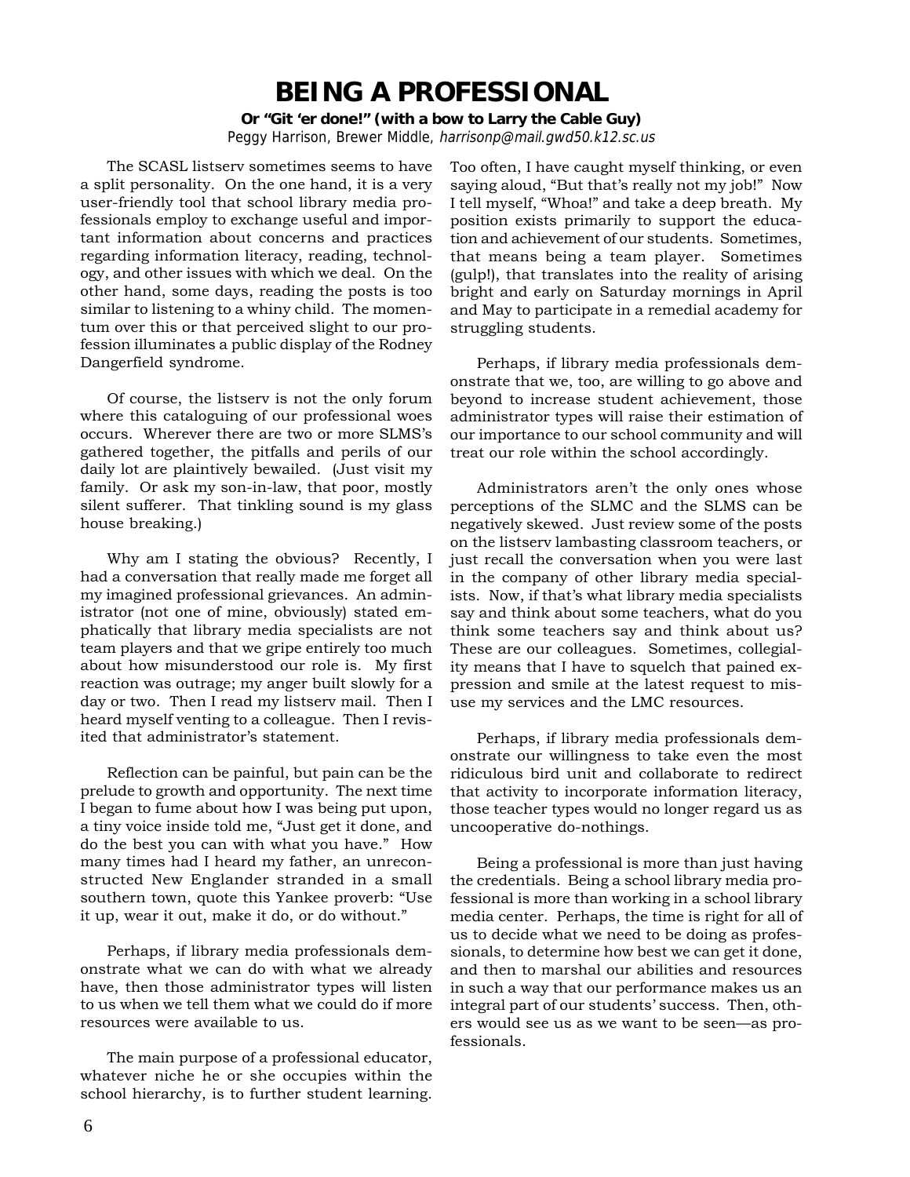# BEING A PROFESSIONAL

**Or "Git 'er done!" (with a bow to Larry the Cable Guy)**

Peggy Harrison, Brewer Middle, *harrisonp@mail.gwd50.k12.sc.us*

The SCASL listserv sometimes seems to have a split personality. On the one hand, it is a very user-friendly tool that school library media professionals employ to exchange useful and important information about concerns and practices regarding information literacy, reading, technology, and other issues with which we deal. On the other hand, some days, reading the posts is too similar to listening to a whiny child. The momentum over this or that perceived slight to our profession illuminates a public display of the Rodney Dangerfield syndrome.

Of course, the listserv is not the only forum where this cataloguing of our professional woes occurs. Wherever there are two or more SLMS's gathered together, the pitfalls and perils of our daily lot are plaintively bewailed. (Just visit my family. Or ask my son-in-law, that poor, mostly silent sufferer. That tinkling sound is my glass house breaking.)

Why am I stating the obvious? Recently, I had a conversation that really made me forget all my imagined professional grievances. An administrator (not one of mine, obviously) stated emphatically that library media specialists are not team players and that we gripe entirely too much about how misunderstood our role is. My first reaction was outrage; my anger built slowly for a day or two. Then I read my listserv mail. Then I heard myself venting to a colleague. Then I revisited that administrator's statement.

Reflection can be painful, but pain can be the prelude to growth and opportunity. The next time I began to fume about how I was being put upon, a tiny voice inside told me, "Just get it done, and do the best you can with what you have." How many times had I heard my father, an unreconstructed New Englander stranded in a small southern town, quote this Yankee proverb: "Use it up, wear it out, make it do, or do without."

Perhaps, if library media professionals demonstrate what we can do with what we already have, then those administrator types will listen to us when we tell them what we could do if more resources were available to us.

The main purpose of a professional educator, whatever niche he or she occupies within the school hierarchy, is to further student learning. Too often, I have caught myself thinking, or even saying aloud, "But that's really not my job!" Now I tell myself, "Whoa!" and take a deep breath. My position exists primarily to support the education and achievement of our students. Sometimes, that means being a team player. Sometimes (gulp!), that translates into the reality of arising bright and early on Saturday mornings in April and May to participate in a remedial academy for struggling students.

Perhaps, if library media professionals demonstrate that we, too, are willing to go above and beyond to increase student achievement, those administrator types will raise their estimation of our importance to our school community and will treat our role within the school accordingly.

Administrators aren't the only ones whose perceptions of the SLMC and the SLMS can be negatively skewed. Just review some of the posts on the listserv lambasting classroom teachers, or just recall the conversation when you were last in the company of other library media specialists. Now, if that's what library media specialists say and think about some teachers, what do you think some teachers say and think about us? These are our colleagues. Sometimes, collegiality means that I have to squelch that pained expression and smile at the latest request to misuse my services and the LMC resources.

Perhaps, if library media professionals demonstrate our willingness to take even the most ridiculous bird unit and collaborate to redirect that activity to incorporate information literacy, those teacher types would no longer regard us as uncooperative do-nothings.

Being a professional is more than just having the credentials. Being a school library media professional is more than working in a school library media center. Perhaps, the time is right for all of us to decide what we need to be doing as professionals, to determine how best we can get it done, and then to marshal our abilities and resources in such a way that our performance makes us an integral part of our students' success. Then, others would see us as we want to be seen—as professionals.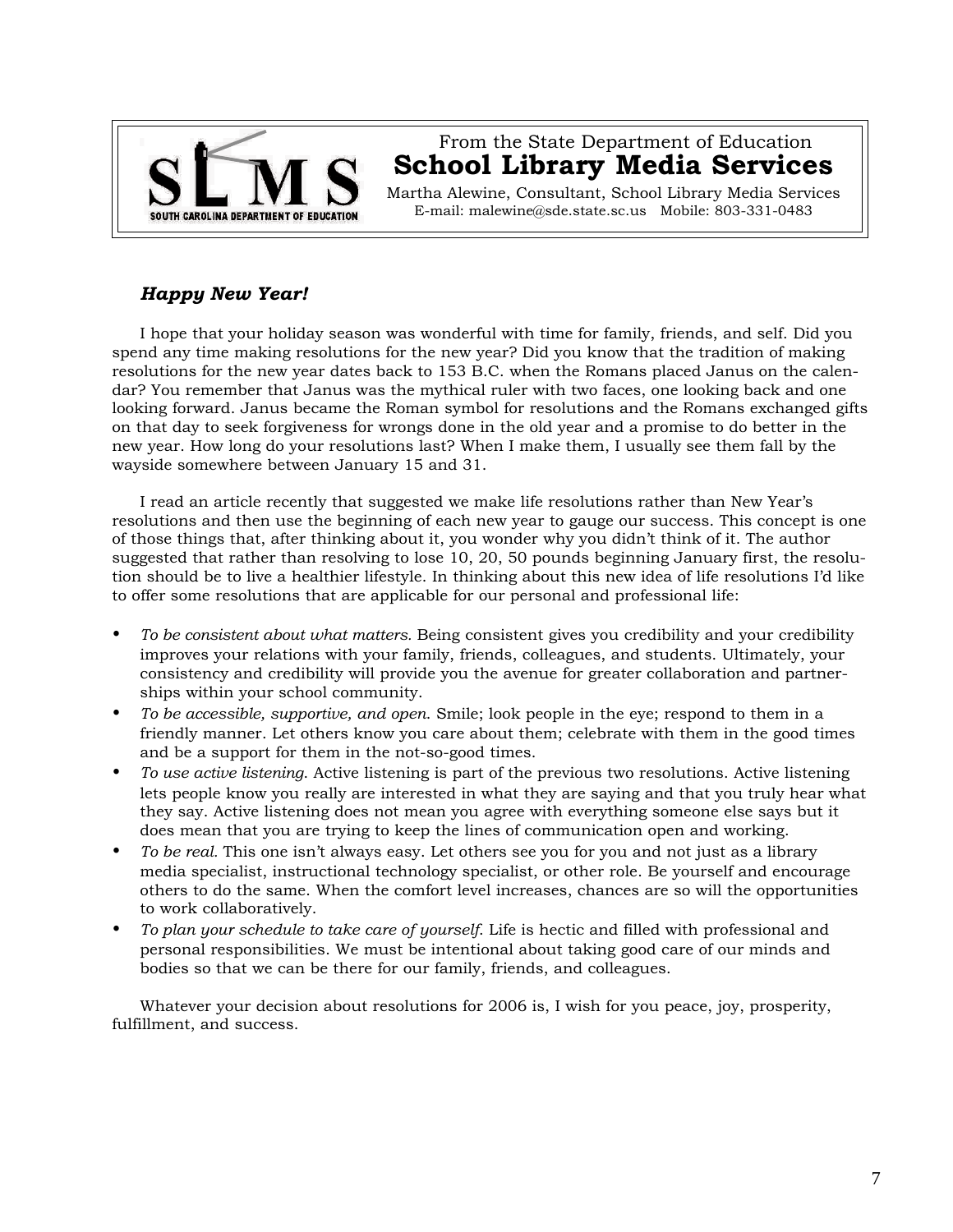From the State Department of Education

**School Library Media Services**

Martha Alewine, Consultant, School Library Media Services
E-mail: malewine@sde.state.sc.us Mobile: 803-331-0483

### *Happy New Year!*

I hope that your holiday season was wonderful with time for family, friends, and self. Did you spend any time making resolutions for the new year? Did you know that the tradition of making resolutions for the new year dates back to 153 B.C. when the Romans placed Janus on the calendar? You remember that Janus was the mythical ruler with two faces, one looking back and one looking forward. Janus became the Roman symbol for resolutions and the Romans exchanged gifts on that day to seek forgiveness for wrongs done in the old year and a promise to do better in the new year. How long do your resolutions last? When I make them, I usually see them fall by the wayside somewhere between January 15 and 31.

I read an article recently that suggested we make life resolutions rather than New Year's resolutions and then use the beginning of each new year to gauge our success. This concept is one of those things that, after thinking about it, you wonder why you didn't think of it. The author suggested that rather than resolving to lose 10, 20, 50 pounds beginning January first, the resolution should be to live a healthier lifestyle. In thinking about this new idea of life resolutions I'd like to offer some resolutions that are applicable for our personal and professional life:

- *To be consistent about what matters.* Being consistent gives you credibility and your credibility improves your relations with your family, friends, colleagues, and students. Ultimately, your consistency and credibility will provide you the avenue for greater collaboration and partnerships within your school community.
- *To be accessible, supportive, and open.* Smile; look people in the eye; respond to them in a friendly manner. Let others know you care about them; celebrate with them in the good times and be a support for them in the not-so-good times.
- *To use active listening.* Active listening is part of the previous two resolutions. Active listening lets people know you really are interested in what they are saying and that you truly hear what they say. Active listening does not mean you agree with everything someone else says but it does mean that you are trying to keep the lines of communication open and working.
- *To be real.* This one isn't always easy. Let others see you for you and not just as a library media specialist, instructional technology specialist, or other role. Be yourself and encourage others to do the same. When the comfort level increases, chances are so will the opportunities to work collaboratively.
- *To plan your schedule to take care of yourself.* Life is hectic and filled with professional and personal responsibilities. We must be intentional about taking good care of our minds and bodies so that we can be there for our family, friends, and colleagues.

Whatever your decision about resolutions for 2006 is, I wish for you peace, joy, prosperity, fulfillment, and success.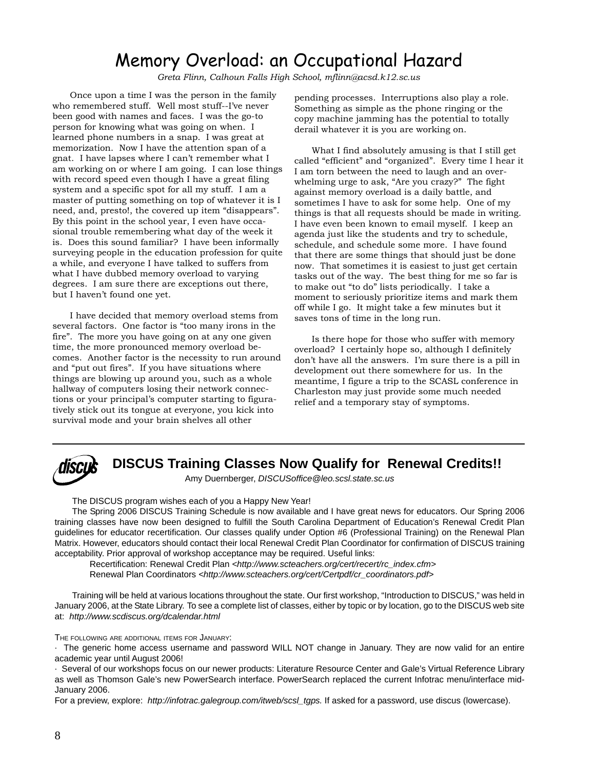# Memory Overload: an Occupational Hazard

*Greta Flinn, Calhoun Falls High School, mflinn@acsd.k12.sc.us*

Once upon a time I was the person in the family who remembered stuff. Well most stuff--I've never been good with names and faces. I was the go-to person for knowing what was going on when. I learned phone numbers in a snap. I was great at memorization. Now I have the attention span of a gnat. I have lapses where I can't remember what I am working on or where I am going. I can lose things with record speed even though I have a great filing system and a specific spot for all my stuff. I am a master of putting something on top of whatever it is I need, and, presto!, the covered up item "disappears". By this point in the school year, I even have occasional trouble remembering what day of the week it is. Does this sound familiar? I have been informally surveying people in the education profession for quite a while, and everyone I have talked to suffers from what I have dubbed memory overload to varying degrees. I am sure there are exceptions out there, but I haven't found one yet.

I have decided that memory overload stems from several factors. One factor is "too many irons in the fire". The more you have going on at any one given time, the more pronounced memory overload becomes. Another factor is the necessity to run around and "put out fires". If you have situations where things are blowing up around you, such as a whole hallway of computers losing their network connections or your principal's computer starting to figuratively stick out its tongue at everyone, you kick into survival mode and your brain shelves all other pending processes. Interruptions also play a role. Something as simple as the phone ringing or the copy machine jamming has the potential to totally derail whatever it is you are working on.

What I find absolutely amusing is that I still get called "efficient" and "organized". Every time I hear it I am torn between the need to laugh and an overwhelming urge to ask, "Are you crazy?" The fight against memory overload is a daily battle, and sometimes I have to ask for some help. One of my things is that all requests should be made in writing. I have even been known to email myself. I keep an agenda just like the students and try to schedule, schedule, and schedule some more. I have found that there are some things that should just be done now. That sometimes it is easiest to just get certain tasks out of the way. The best thing for me so far is to make out "to do" lists periodically. I take a moment to seriously prioritize items and mark them off while I go. It might take a few minutes but it saves tons of time in the long run.

Is there hope for those who suffer with memory overload? I certainly hope so, although I definitely don't have all the answers. I'm sure there is a pill in development out there somewhere for us. In the meantime, I figure a trip to the SCASL conference in Charleston may just provide some much needed relief and a temporary stay of symptoms.

---

## DISCUS Training Classes Now Qualify for Renewal Credits!!

Amy Duernberger, *DISCUSoffice@leo.scsl.state.sc.us*

The DISCUS program wishes each of you a Happy New Year!

The Spring 2006 DISCUS Training Schedule is now available and I have great news for educators. Our Spring 2006 training classes have now been designed to fulfill the South Carolina Department of Education's Renewal Credit Plan guidelines for educator recertification. Our classes qualify under Option #6 (Professional Training) on the Renewal Plan Matrix. However, educators should contact their local Renewal Credit Plan Coordinator for confirmation of DISCUS training acceptability. Prior approval of workshop acceptance may be required. Useful links:

Recertification: Renewal Credit Plan <*http://www.scteachers.org/cert/recert/rc_index.cfm*>
Renewal Plan Coordinators <*http://www.scteachers.org/cert/Certpdf/cr_coordinators.pdf*>

Training will be held at various locations throughout the state. Our first workshop, "Introduction to DISCUS," was held in January 2006, at the State Library. To see a complete list of classes, either by topic or by location, go to the DISCUS web site at: *http://www.scdiscus.org/dcalendar.html*

THE FOLLOWING ARE ADDITIONAL ITEMS FOR JANUARY:

· The generic home access username and password WILL NOT change in January. They are now valid for an entire academic year until August 2006!

· Several of our workshops focus on our newer products: Literature Resource Center and Gale's Virtual Reference Library as well as Thomson Gale's new PowerSearch interface. PowerSearch replaced the current Infotrac menu/interface mid-January 2006.

For a preview, explore: *http://infotrac.galegroup.com/itweb/scsl_tgps.* If asked for a password, use discus (lowercase).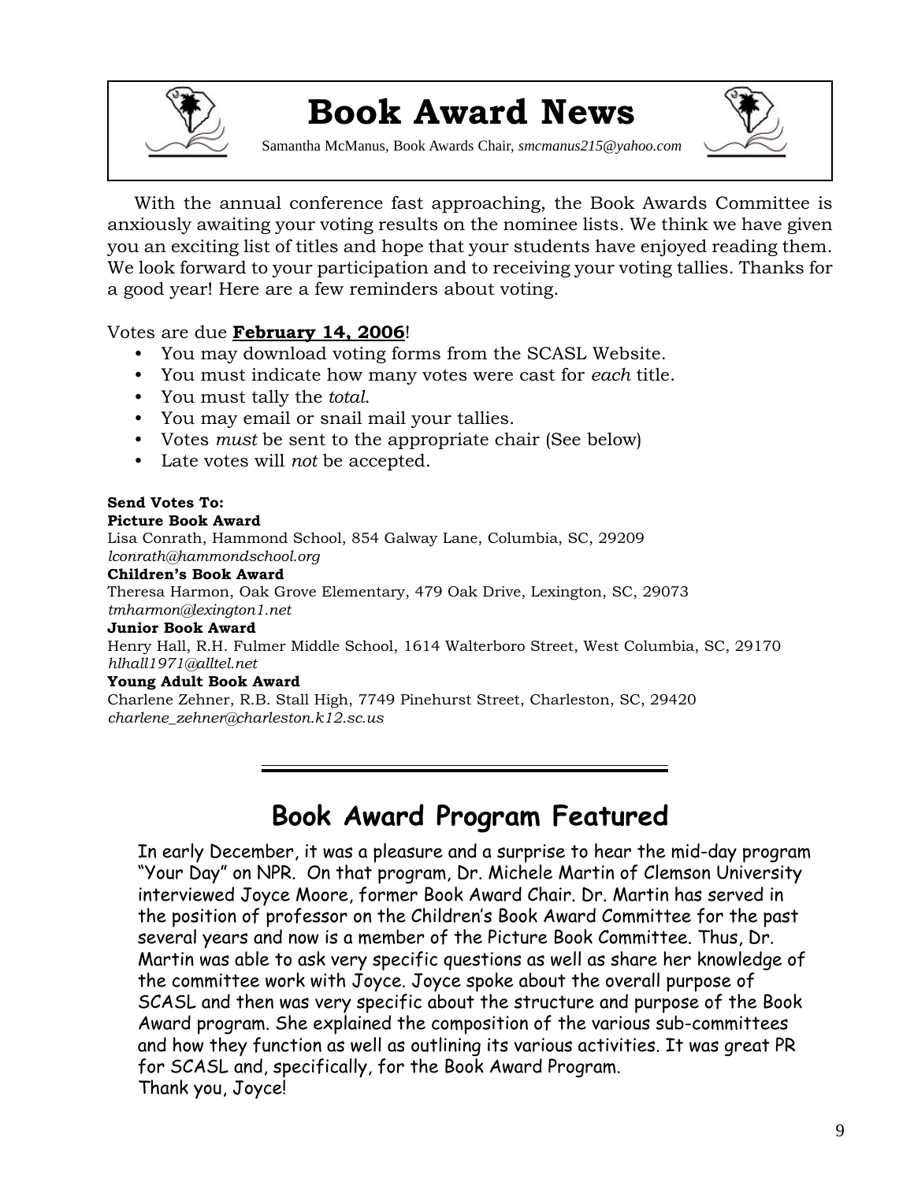# Book Award News

Samantha McManus, Book Awards Chair, *smcmanus215@yahoo.com*

With the annual conference fast approaching, the Book Awards Committee is anxiously awaiting your voting results on the nominee lists. We think we have given you an exciting list of titles and hope that your students have enjoyed reading them. We look forward to your participation and to receiving your voting tallies. Thanks for a good year! Here are a few reminders about voting.

Votes are due **February 14, 2006**!

- You may download voting forms from the SCASL Website.
- You must indicate how many votes were cast for *each* title.
- You must tally the *total*.
- You may email or snail mail your tallies.
- Votes *must* be sent to the appropriate chair (See below)
- Late votes will *not* be accepted.

**Send Votes To:**

**Picture Book Award**
Lisa Conrath, Hammond School, 854 Galway Lane, Columbia, SC, 29209
*lconrath@hammondschool.org*

**Children's Book Award**
Theresa Harmon, Oak Grove Elementary, 479 Oak Drive, Lexington, SC, 29073
*tmharmon@lexington1.net*

**Junior Book Award**
Henry Hall, R.H. Fulmer Middle School, 1614 Walterboro Street, West Columbia, SC, 29170
*hlhall1971@alltel.net*

**Young Adult Book Award**
Charlene Zehner, R.B. Stall High, 7749 Pinehurst Street, Charleston, SC, 29420
*charlene_zehner@charleston.k12.sc.us*

---

## Book Award Program Featured

In early December, it was a pleasure and a surprise to hear the mid-day program "Your Day" on NPR. On that program, Dr. Michele Martin of Clemson University interviewed Joyce Moore, former Book Award Chair. Dr. Martin has served in the position of professor on the Children's Book Award Committee for the past several years and now is a member of the Picture Book Committee. Thus, Dr. Martin was able to ask very specific questions as well as share her knowledge of the committee work with Joyce. Joyce spoke about the overall purpose of SCASL and then was very specific about the structure and purpose of the Book Award program. She explained the composition of the various sub-committees and how they function as well as outlining its various activities. It was great PR for SCASL and, specifically, for the Book Award Program.
Thank you, Joyce!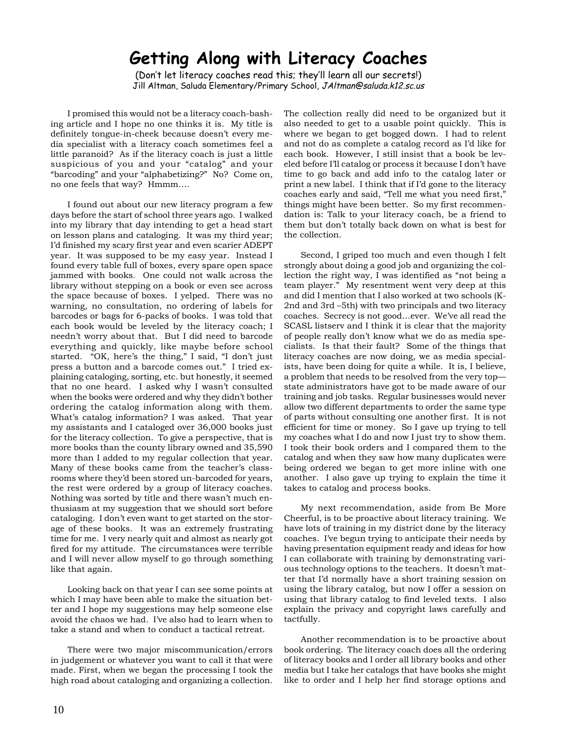# Getting Along with Literacy Coaches

(Don't let literacy coaches read this; they'll learn all our secrets!)
Jill Altman, Saluda Elementary/Primary School, *JAltman@saluda.k12.sc.us*

I promised this would not be a literacy coach-bashing article and I hope no one thinks it is. My title is definitely tongue-in-cheek because doesn't every media specialist with a literacy coach sometimes feel a little paranoid? As if the literacy coach is just a little suspicious of you and your "catalog" and your "barcoding" and your "alphabetizing?" No? Come on, no one feels that way? Hmmm….

I found out about our new literacy program a few days before the start of school three years ago. I walked into my library that day intending to get a head start on lesson plans and cataloging. It was my third year; I'd finished my scary first year and even scarier ADEPT year. It was supposed to be my easy year. Instead I found every table full of boxes, every spare open space jammed with books. One could not walk across the library without stepping on a book or even see across the space because of boxes. I yelped. There was no warning, no consultation, no ordering of labels for barcodes or bags for 6-packs of books. I was told that each book would be leveled by the literacy coach; I needn't worry about that. But I did need to barcode everything and quickly, like maybe before school started. "OK, here's the thing," I said, "I don't just press a button and a barcode comes out." I tried explaining cataloging, sorting, etc. but honestly, it seemed that no one heard. I asked why I wasn't consulted when the books were ordered and why they didn't bother ordering the catalog information along with them. What's catalog information? I was asked. That year my assistants and I cataloged over 36,000 books just for the literacy collection. To give a perspective, that is more books than the county library owned and 35,590 more than I added to my regular collection that year. Many of these books came from the teacher's classrooms where they'd been stored un-barcoded for years, the rest were ordered by a group of literacy coaches. Nothing was sorted by title and there wasn't much enthusiasm at my suggestion that we should sort before cataloging. I don't even want to get started on the storage of these books. It was an extremely frustrating time for me. I very nearly quit and almost as nearly got fired for my attitude. The circumstances were terrible and I will never allow myself to go through something like that again.

Looking back on that year I can see some points at which I may have been able to make the situation better and I hope my suggestions may help someone else avoid the chaos we had. I've also had to learn when to take a stand and when to conduct a tactical retreat.

There were two major miscommunication/errors in judgement or whatever you want to call it that were made. First, when we began the processing I took the high road about cataloging and organizing a collection. The collection really did need to be organized but it also needed to get to a usable point quickly. This is where we began to get bogged down. I had to relent and not do as complete a catalog record as I'd like for each book. However, I still insist that a book be leveled before I'll catalog or process it because I don't have time to go back and add info to the catalog later or print a new label. I think that if I'd gone to the literacy coaches early and said, "Tell me what you need first," things might have been better. So my first recommendation is: Talk to your literacy coach, be a friend to them but don't totally back down on what is best for the collection.

Second, I griped too much and even though I felt strongly about doing a good job and organizing the collection the right way, I was identified as "not being a team player." My resentment went very deep at this and did I mention that I also worked at two schools (K-2nd and 3rd –5th) with two principals and two literacy coaches. Secrecy is not good…ever. We've all read the SCASL listserv and I think it is clear that the majority of people really don't know what we do as media specialists. Is that their fault? Some of the things that literacy coaches are now doing, we as media specialists, have been doing for quite a while. It is, I believe, a problem that needs to be resolved from the very top—state administrators have got to be made aware of our training and job tasks. Regular businesses would never allow two different departments to order the same type of parts without consulting one another first. It is not efficient for time or money. So I gave up trying to tell my coaches what I do and now I just try to show them. I took their book orders and I compared them to the catalog and when they saw how many duplicates were being ordered we began to get more inline with one another. I also gave up trying to explain the time it takes to catalog and process books.

My next recommendation, aside from Be More Cheerful, is to be proactive about literacy training. We have lots of training in my district done by the literacy coaches. I've begun trying to anticipate their needs by having presentation equipment ready and ideas for how I can collaborate with training by demonstrating various technology options to the teachers. It doesn't matter that I'd normally have a short training session on using the library catalog, but now I offer a session on using that library catalog to find leveled texts. I also explain the privacy and copyright laws carefully and tactfully.

Another recommendation is to be proactive about book ordering. The literacy coach does all the ordering of literacy books and I order all library books and other media but I take her catalogs that have books she might like to order and I help her find storage options and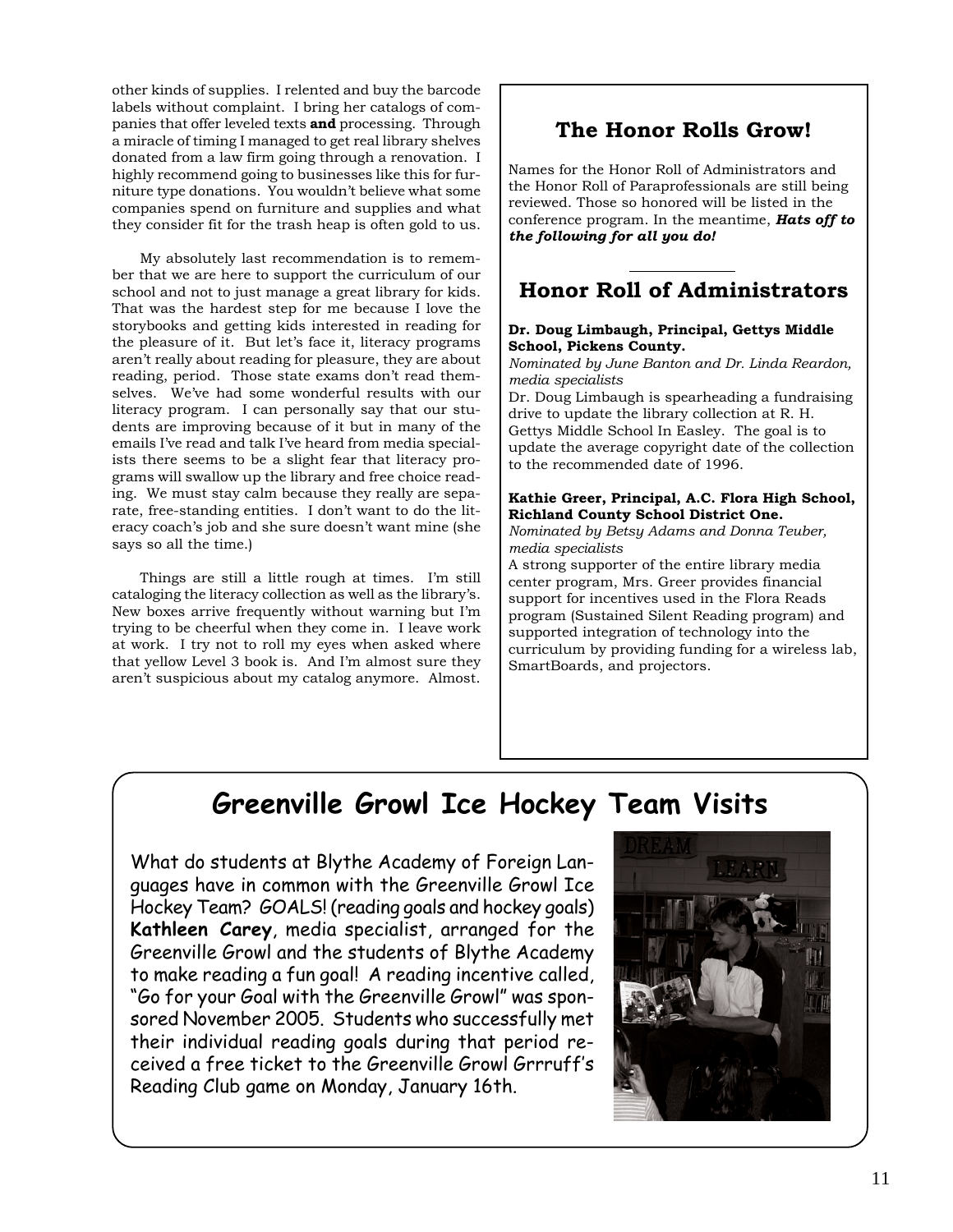other kinds of supplies. I relented and buy the barcode labels without complaint. I bring her catalogs of companies that offer leveled texts **and** processing. Through a miracle of timing I managed to get real library shelves donated from a law firm going through a renovation. I highly recommend going to businesses like this for furniture type donations. You wouldn't believe what some companies spend on furniture and supplies and what they consider fit for the trash heap is often gold to us.

My absolutely last recommendation is to remember that we are here to support the curriculum of our school and not to just manage a great library for kids. That was the hardest step for me because I love the storybooks and getting kids interested in reading for the pleasure of it. But let's face it, literacy programs aren't really about reading for pleasure, they are about reading, period. Those state exams don't read themselves. We've had some wonderful results with our literacy program. I can personally say that our students are improving because of it but in many of the emails I've read and talk I've heard from media specialists there seems to be a slight fear that literacy programs will swallow up the library and free choice reading. We must stay calm because they really are separate, free-standing entities. I don't want to do the literacy coach's job and she sure doesn't want mine (she says so all the time.)

Things are still a little rough at times. I'm still cataloging the literacy collection as well as the library's. New boxes arrive frequently without warning but I'm trying to be cheerful when they come in. I leave work at work. I try not to roll my eyes when asked where that yellow Level 3 book is. And I'm almost sure they aren't suspicious about my catalog anymore. Almost.

## The Honor Rolls Grow!

Names for the Honor Roll of Administrators and the Honor Roll of Paraprofessionals are still being reviewed. Those so honored will be listed in the conference program. In the meantime, ***Hats off to the following for all you do!***

## Honor Roll of Administrators

**Dr. Doug Limbaugh, Principal, Gettys Middle School, Pickens County.**
*Nominated by June Banton and Dr. Linda Reardon, media specialists*
Dr. Doug Limbaugh is spearheading a fundraising drive to update the library collection at R. H. Gettys Middle School In Easley. The goal is to update the average copyright date of the collection to the recommended date of 1996.

**Kathie Greer, Principal, A.C. Flora High School, Richland County School District One.**
*Nominated by Betsy Adams and Donna Teuber, media specialists*
A strong supporter of the entire library media center program, Mrs. Greer provides financial support for incentives used in the Flora Reads program (Sustained Silent Reading program) and supported integration of technology into the curriculum by providing funding for a wireless lab, SmartBoards, and projectors.

## Greenville Growl Ice Hockey Team Visits

What do students at Blythe Academy of Foreign Languages have in common with the Greenville Growl Ice Hockey Team? GOALS! (reading goals and hockey goals) **Kathleen Carey**, media specialist, arranged for the Greenville Growl and the students of Blythe Academy to make reading a fun goal! A reading incentive called, "Go for your Goal with the Greenville Growl" was sponsored November 2005. Students who successfully met their individual reading goals during that period received a free ticket to the Greenville Growl Grrruff's Reading Club game on Monday, January 16th.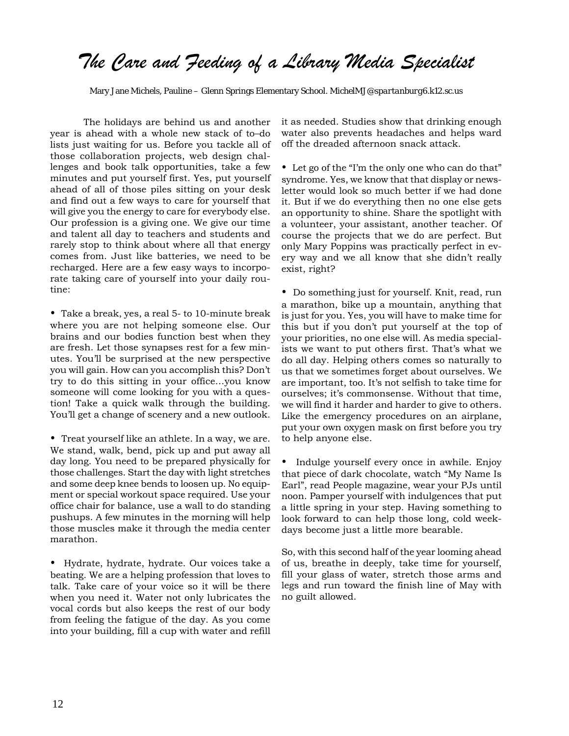# The Care and Feeding of a Library Media Specialist

Mary Jane Michels, Pauline – Glenn Springs Elementary School. MichelMJ@spartanburg6.k12.sc.us

The holidays are behind us and another year is ahead with a whole new stack of to–do lists just waiting for us. Before you tackle all of those collaboration projects, web design challenges and book talk opportunities, take a few minutes and put yourself first. Yes, put yourself ahead of all of those piles sitting on your desk and find out a few ways to care for yourself that will give you the energy to care for everybody else. Our profession is a giving one. We give our time and talent all day to teachers and students and rarely stop to think about where all that energy comes from. Just like batteries, we need to be recharged. Here are a few easy ways to incorporate taking care of yourself into your daily routine:

- Take a break, yes, a real 5- to 10-minute break where you are not helping someone else. Our brains and our bodies function best when they are fresh. Let those synapses rest for a few minutes. You'll be surprised at the new perspective you will gain. How can you accomplish this? Don't try to do this sitting in your office…you know someone will come looking for you with a question! Take a quick walk through the building. You'll get a change of scenery and a new outlook.

- Treat yourself like an athlete. In a way, we are. We stand, walk, bend, pick up and put away all day long. You need to be prepared physically for those challenges. Start the day with light stretches and some deep knee bends to loosen up. No equipment or special workout space required. Use your office chair for balance, use a wall to do standing pushups. A few minutes in the morning will help those muscles make it through the media center marathon.

- Hydrate, hydrate, hydrate. Our voices take a beating. We are a helping profession that loves to talk. Take care of your voice so it will be there when you need it. Water not only lubricates the vocal cords but also keeps the rest of our body from feeling the fatigue of the day. As you come into your building, fill a cup with water and refill it as needed. Studies show that drinking enough water also prevents headaches and helps ward off the dreaded afternoon snack attack.

- Let go of the "I'm the only one who can do that" syndrome. Yes, we know that that display or newsletter would look so much better if we had done it. But if we do everything then no one else gets an opportunity to shine. Share the spotlight with a volunteer, your assistant, another teacher. Of course the projects that we do are perfect. But only Mary Poppins was practically perfect in every way and we all know that she didn't really exist, right?

- Do something just for yourself. Knit, read, run a marathon, bike up a mountain, anything that is just for you. Yes, you will have to make time for this but if you don't put yourself at the top of your priorities, no one else will. As media specialists we want to put others first. That's what we do all day. Helping others comes so naturally to us that we sometimes forget about ourselves. We are important, too. It's not selfish to take time for ourselves; it's commonsense. Without that time, we will find it harder and harder to give to others. Like the emergency procedures on an airplane, put your own oxygen mask on first before you try to help anyone else.

- Indulge yourself every once in awhile. Enjoy that piece of dark chocolate, watch "My Name Is Earl", read People magazine, wear your PJs until noon. Pamper yourself with indulgences that put a little spring in your step. Having something to look forward to can help those long, cold weekdays become just a little more bearable.

So, with this second half of the year looming ahead of us, breathe in deeply, take time for yourself, fill your glass of water, stretch those arms and legs and run toward the finish line of May with no guilt allowed.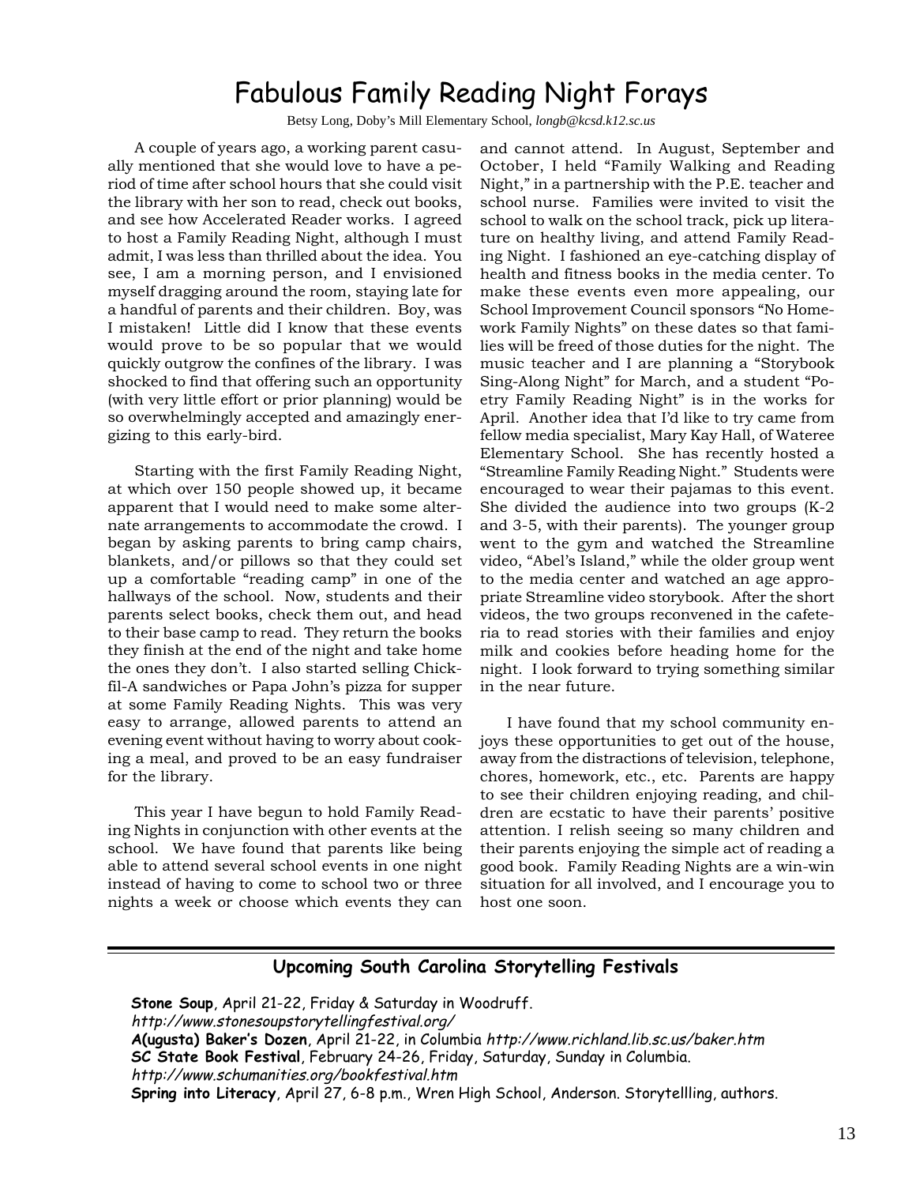# Fabulous Family Reading Night Forays

Betsy Long, Doby's Mill Elementary School, *longb@kcsd.k12.sc.us*

A couple of years ago, a working parent casually mentioned that she would love to have a period of time after school hours that she could visit the library with her son to read, check out books, and see how Accelerated Reader works. I agreed to host a Family Reading Night, although I must admit, I was less than thrilled about the idea. You see, I am a morning person, and I envisioned myself dragging around the room, staying late for a handful of parents and their children. Boy, was I mistaken! Little did I know that these events would prove to be so popular that we would quickly outgrow the confines of the library. I was shocked to find that offering such an opportunity (with very little effort or prior planning) would be so overwhelmingly accepted and amazingly energizing to this early-bird.

Starting with the first Family Reading Night, at which over 150 people showed up, it became apparent that I would need to make some alternate arrangements to accommodate the crowd. I began by asking parents to bring camp chairs, blankets, and/or pillows so that they could set up a comfortable "reading camp" in one of the hallways of the school. Now, students and their parents select books, check them out, and head to their base camp to read. They return the books they finish at the end of the night and take home the ones they don't. I also started selling Chick-fil-A sandwiches or Papa John's pizza for supper at some Family Reading Nights. This was very easy to arrange, allowed parents to attend an evening event without having to worry about cooking a meal, and proved to be an easy fundraiser for the library.

This year I have begun to hold Family Reading Nights in conjunction with other events at the school. We have found that parents like being able to attend several school events in one night instead of having to come to school two or three nights a week or choose which events they can and cannot attend. In August, September and October, I held "Family Walking and Reading Night," in a partnership with the P.E. teacher and school nurse. Families were invited to visit the school to walk on the school track, pick up literature on healthy living, and attend Family Reading Night. I fashioned an eye-catching display of health and fitness books in the media center. To make these events even more appealing, our School Improvement Council sponsors "No Homework Family Nights" on these dates so that families will be freed of those duties for the night. The music teacher and I are planning a "Storybook Sing-Along Night" for March, and a student "Poetry Family Reading Night" is in the works for April. Another idea that I'd like to try came from fellow media specialist, Mary Kay Hall, of Wateree Elementary School. She has recently hosted a "Streamline Family Reading Night." Students were encouraged to wear their pajamas to this event. She divided the audience into two groups (K-2 and 3-5, with their parents). The younger group went to the gym and watched the Streamline video, "Abel's Island," while the older group went to the media center and watched an age appropriate Streamline video storybook. After the short videos, the two groups reconvened in the cafeteria to read stories with their families and enjoy milk and cookies before heading home for the night. I look forward to trying something similar in the near future.

I have found that my school community enjoys these opportunities to get out of the house, away from the distractions of television, telephone, chores, homework, etc., etc. Parents are happy to see their children enjoying reading, and children are ecstatic to have their parents' positive attention. I relish seeing so many children and their parents enjoying the simple act of reading a good book. Family Reading Nights are a win-win situation for all involved, and I encourage you to host one soon.

---

## Upcoming South Carolina Storytelling Festivals

**Stone Soup**, April 21-22, Friday & Saturday in Woodruff.
*http://www.stonesoupstorytellingfestival.org/*
**A(ugusta) Baker's Dozen**, April 21-22, in Columbia *http://www.richland.lib.sc.us/baker.htm*
**SC State Book Festival**, February 24-26, Friday, Saturday, Sunday in Columbia.
*http://www.schumanities.org/bookfestival.htm*
**Spring into Literacy**, April 27, 6-8 p.m., Wren High School, Anderson. Storytellling, authors.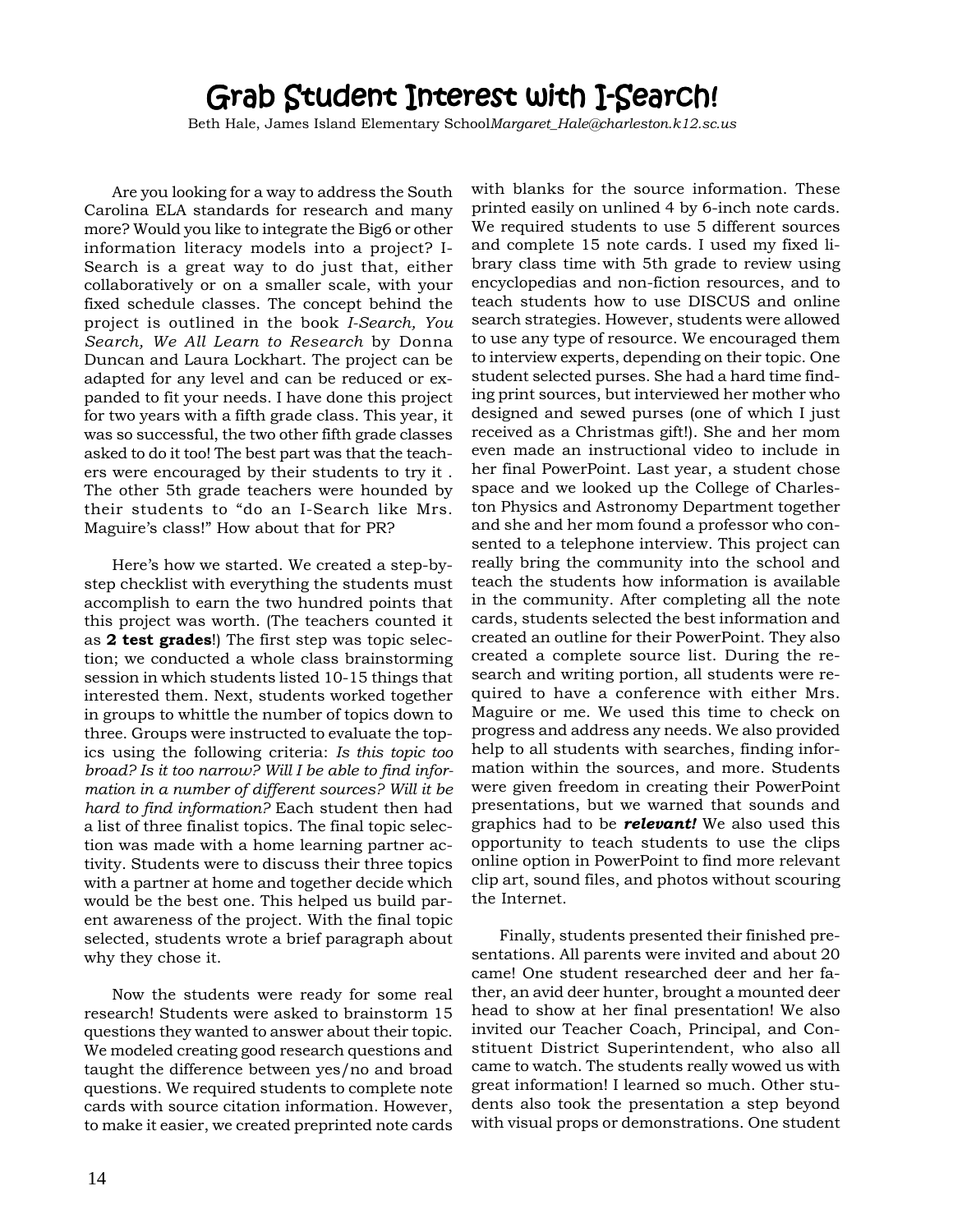# Grab Student Interest with I-Search!

Beth Hale, James Island Elementary School *Margaret_Hale@charleston.k12.sc.us*

Are you looking for a way to address the South Carolina ELA standards for research and many more? Would you like to integrate the Big6 or other information literacy models into a project? I-Search is a great way to do just that, either collaboratively or on a smaller scale, with your fixed schedule classes. The concept behind the project is outlined in the book *I-Search, You Search, We All Learn to Research* by Donna Duncan and Laura Lockhart. The project can be adapted for any level and can be reduced or expanded to fit your needs. I have done this project for two years with a fifth grade class. This year, it was so successful, the two other fifth grade classes asked to do it too! The best part was that the teachers were encouraged by their students to try it . The other 5th grade teachers were hounded by their students to "do an I-Search like Mrs. Maguire's class!" How about that for PR?

Here's how we started. We created a step-by-step checklist with everything the students must accomplish to earn the two hundred points that this project was worth. (The teachers counted it as **2 test grades**!) The first step was topic selection; we conducted a whole class brainstorming session in which students listed 10-15 things that interested them. Next, students worked together in groups to whittle the number of topics down to three. Groups were instructed to evaluate the topics using the following criteria: *Is this topic too broad? Is it too narrow? Will I be able to find information in a number of different sources? Will it be hard to find information?* Each student then had a list of three finalist topics. The final topic selection was made with a home learning partner activity. Students were to discuss their three topics with a partner at home and together decide which would be the best one. This helped us build parent awareness of the project. With the final topic selected, students wrote a brief paragraph about why they chose it.

Now the students were ready for some real research! Students were asked to brainstorm 15 questions they wanted to answer about their topic. We modeled creating good research questions and taught the difference between yes/no and broad questions. We required students to complete note cards with source citation information. However, to make it easier, we created preprinted note cards with blanks for the source information. These printed easily on unlined 4 by 6-inch note cards. We required students to use 5 different sources and complete 15 note cards. I used my fixed library class time with 5th grade to review using encyclopedias and non-fiction resources, and to teach students how to use DISCUS and online search strategies. However, students were allowed to use any type of resource. We encouraged them to interview experts, depending on their topic. One student selected purses. She had a hard time finding print sources, but interviewed her mother who designed and sewed purses (one of which I just received as a Christmas gift!). She and her mom even made an instructional video to include in her final PowerPoint. Last year, a student chose space and we looked up the College of Charleston Physics and Astronomy Department together and she and her mom found a professor who consented to a telephone interview. This project can really bring the community into the school and teach the students how information is available in the community. After completing all the note cards, students selected the best information and created an outline for their PowerPoint. They also created a complete source list. During the research and writing portion, all students were required to have a conference with either Mrs. Maguire or me. We used this time to check on progress and address any needs. We also provided help to all students with searches, finding information within the sources, and more. Students were given freedom in creating their PowerPoint presentations, but we warned that sounds and graphics had to be ***relevant!*** We also used this opportunity to teach students to use the clips online option in PowerPoint to find more relevant clip art, sound files, and photos without scouring the Internet.

Finally, students presented their finished presentations. All parents were invited and about 20 came! One student researched deer and her father, an avid deer hunter, brought a mounted deer head to show at her final presentation! We also invited our Teacher Coach, Principal, and Constituent District Superintendent, who also all came to watch. The students really wowed us with great information! I learned so much. Other students also took the presentation a step beyond with visual props or demonstrations. One student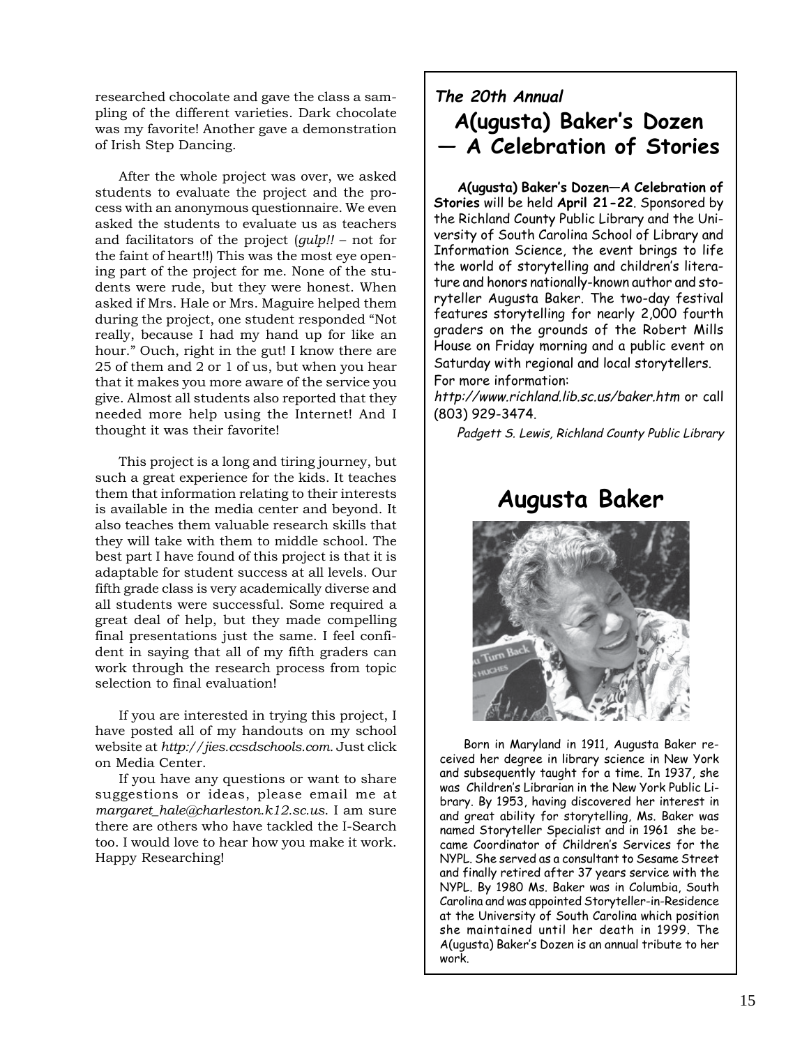researched chocolate and gave the class a sampling of the different varieties. Dark chocolate was my favorite! Another gave a demonstration of Irish Step Dancing.

After the whole project was over, we asked students to evaluate the project and the process with an anonymous questionnaire. We even asked the students to evaluate us as teachers and facilitators of the project (*gulp!!* – not for the faint of heart!!) This was the most eye opening part of the project for me. None of the students were rude, but they were honest. When asked if Mrs. Hale or Mrs. Maguire helped them during the project, one student responded "Not really, because I had my hand up for like an hour." Ouch, right in the gut! I know there are 25 of them and 2 or 1 of us, but when you hear that it makes you more aware of the service you give. Almost all students also reported that they needed more help using the Internet! And I thought it was their favorite!

This project is a long and tiring journey, but such a great experience for the kids. It teaches them that information relating to their interests is available in the media center and beyond. It also teaches them valuable research skills that they will take with them to middle school. The best part I have found of this project is that it is adaptable for student success at all levels. Our fifth grade class is very academically diverse and all students were successful. Some required a great deal of help, but they made compelling final presentations just the same. I feel confident in saying that all of my fifth graders can work through the research process from topic selection to final evaluation!

If you are interested in trying this project, I have posted all of my handouts on my school website at *http://jies.ccsdschools.com*. Just click on Media Center.

If you have any questions or want to share suggestions or ideas, please email me at *margaret_hale@charleston.k12.sc.us*. I am sure there are others who have tackled the I-Search too. I would love to hear how you make it work. Happy Researching!

***The 20th Annual***

## A(ugusta) Baker's Dozen — A Celebration of Stories

**A(ugusta) Baker's Dozen—A Celebration of Stories** will be held **April 21-22**. Sponsored by the Richland County Public Library and the University of South Carolina School of Library and Information Science, the event brings to life the world of storytelling and children's literature and honors nationally-known author and storyteller Augusta Baker. The two-day festival features storytelling for nearly 2,000 fourth graders on the grounds of the Robert Mills House on Friday morning and a public event on Saturday with regional and local storytellers. For more information: *http://www.richland.lib.sc.us/baker.htm* or call (803) 929-3474.

*Padgett S. Lewis, Richland County Public Library*

## Augusta Baker

Born in Maryland in 1911, Augusta Baker received her degree in library science in New York and subsequently taught for a time. In 1937, she was Children's Librarian in the New York Public Library. By 1953, having discovered her interest in and great ability for storytelling, Ms. Baker was named Storyteller Specialist and in 1961 she became Coordinator of Children's Services for the NYPL. She served as a consultant to Sesame Street and finally retired after 37 years service with the NYPL. By 1980 Ms. Baker was in Columbia, South Carolina and was appointed Storyteller-in-Residence at the University of South Carolina which position she maintained until her death in 1999. The A(ugusta) Baker's Dozen is an annual tribute to her work.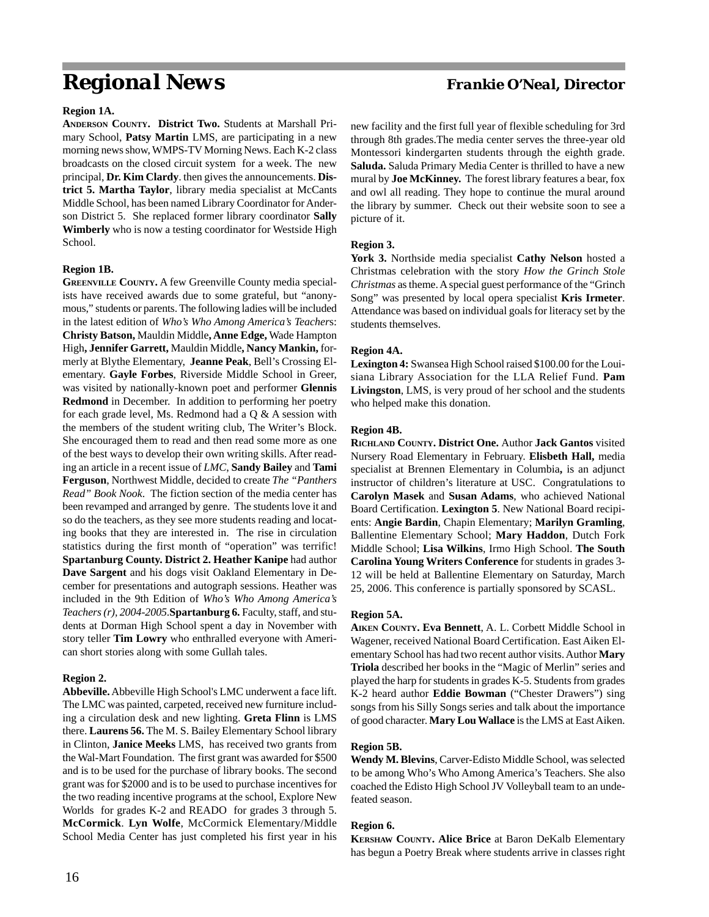# Regional News

***Frankie O'Neal, Director***

**Region 1A.**

**ANDERSON COUNTY. District Two.** Students at Marshall Primary School, **Patsy Martin** LMS, are participating in a new morning news show, WMPS-TV Morning News. Each K-2 class broadcasts on the closed circuit system for a week. The new principal, **Dr. Kim Clardy**. then gives the announcements. **District 5. Martha Taylor**, library media specialist at McCants Middle School, has been named Library Coordinator for Anderson District 5. She replaced former library coordinator **Sally Wimberly** who is now a testing coordinator for Westside High School.

**Region 1B.**

**GREENVILLE COUNTY.** A few Greenville County media specialists have received awards due to some grateful, but "anonymous," students or parents. The following ladies will be included in the latest edition of *Who's Who Among America's Teachers*: **Christy Batson,** Mauldin Middle**, Anne Edge,** Wade Hampton High**, Jennifer Garrett,** Mauldin Middle**, Nancy Mankin,** formerly at Blythe Elementary, **Jeanne Peak**, Bell's Crossing Elementary. **Gayle Forbes**, Riverside Middle School in Greer, was visited by nationally-known poet and performer **Glennis Redmond** in December. In addition to performing her poetry for each grade level, Ms. Redmond had a Q & A session with the members of the student writing club, The Writer's Block. She encouraged them to read and then read some more as one of the best ways to develop their own writing skills. After reading an article in a recent issue of *LMC*, **Sandy Bailey** and **Tami Ferguson**, Northwest Middle, decided to create *The "Panthers Read" Book Nook*. The fiction section of the media center has been revamped and arranged by genre. The students love it and so do the teachers, as they see more students reading and locating books that they are interested in. The rise in circulation statistics during the first month of "operation" was terrific! **Spartanburg County. District 2. Heather Kanipe** had author **Dave Sargent** and his dogs visit Oakland Elementary in December for presentations and autograph sessions. Heather was included in the 9th Edition of *Who's Who Among America's Teachers (r), 2004-2005*.**Spartanburg 6.** Faculty, staff, and students at Dorman High School spent a day in November with story teller **Tim Lowry** who enthralled everyone with American short stories along with some Gullah tales.

**Region 2.**

**Abbeville.** Abbeville High School's LMC underwent a face lift. The LMC was painted, carpeted, received new furniture including a circulation desk and new lighting. **Greta Flinn** is LMS there. **Laurens 56.** The M. S. Bailey Elementary School library in Clinton, **Janice Meeks** LMS, has received two grants from the Wal-Mart Foundation. The first grant was awarded for $500 and is to be used for the purchase of library books. The second grant was for $2000 and is to be used to purchase incentives for the two reading incentive programs at the school, Explore New Worlds for grades K-2 and READO for grades 3 through 5. **McCormick**. **Lyn Wolfe**, McCormick Elementary/Middle School Media Center has just completed his first year in his new facility and the first full year of flexible scheduling for 3rd through 8th grades.The media center serves the three-year old Montessori kindergarten students through the eighth grade. **Saluda.** Saluda Primary Media Center is thrilled to have a new mural by **Joe McKinney.** The forest library features a bear, fox and owl all reading. They hope to continue the mural around the library by summer. Check out their website soon to see a picture of it.

**Region 3.**

**York 3.** Northside media specialist **Cathy Nelson** hosted a Christmas celebration with the story *How the Grinch Stole Christmas* as theme. A special guest performance of the "Grinch Song" was presented by local opera specialist **Kris Irmeter**. Attendance was based on individual goals for literacy set by the students themselves.

**Region 4A.**

**Lexington 4:** Swansea High School raised $100.00 for the Louisiana Library Association for the LLA Relief Fund. **Pam Livingston**, LMS, is very proud of her school and the students who helped make this donation.

**Region 4B.**

**RICHLAND COUNTY. District One.** Author **Jack Gantos** visited Nursery Road Elementary in February. **Elisbeth Hall,** media specialist at Brennen Elementary in Columbia**,** is an adjunct instructor of children's literature at USC. Congratulations to **Carolyn Masek** and **Susan Adams**, who achieved National Board Certification. **Lexington 5**. New National Board recipients: **Angie Bardin**, Chapin Elementary; **Marilyn Gramling**, Ballentine Elementary School; **Mary Haddon**, Dutch Fork Middle School; **Lisa Wilkins**, Irmo High School. **The South Carolina Young Writers Conference** for students in grades 3-12 will be held at Ballentine Elementary on Saturday, March 25, 2006. This conference is partially sponsored by SCASL.

**Region 5A.**

**AIKEN COUNTY. Eva Bennett**, A. L. Corbett Middle School in Wagener, received National Board Certification. East Aiken Elementary School has had two recent author visits. Author **Mary Triola** described her books in the "Magic of Merlin" series and played the harp for students in grades K-5. Students from grades K-2 heard author **Eddie Bowman** ("Chester Drawers") sing songs from his Silly Songs series and talk about the importance of good character. **Mary Lou Wallace** is the LMS at East Aiken.

**Region 5B.**

**Wendy M. Blevins**, Carver-Edisto Middle School, was selected to be among Who's Who Among America's Teachers. She also coached the Edisto High School JV Volleyball team to an undefeated season.

**Region 6.**

**KERSHAW COUNTY. Alice Brice** at Baron DeKalb Elementary has begun a Poetry Break where students arrive in classes right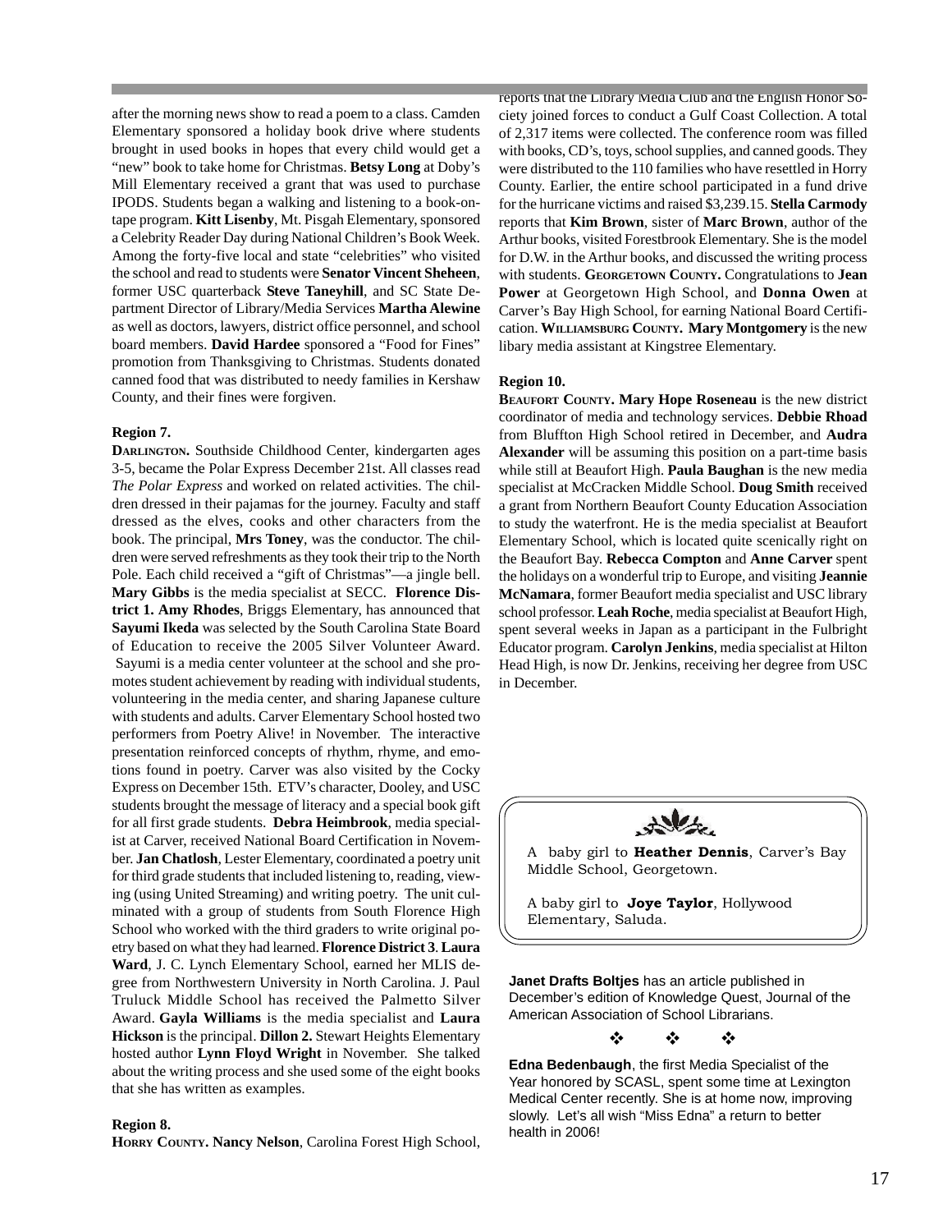after the morning news show to read a poem to a class. Camden Elementary sponsored a holiday book drive where students brought in used books in hopes that every child would get a "new" book to take home for Christmas. **Betsy Long** at Doby's Mill Elementary received a grant that was used to purchase IPODS. Students began a walking and listening to a book-on-tape program. **Kitt Lisenby**, Mt. Pisgah Elementary, sponsored a Celebrity Reader Day during National Children's Book Week. Among the forty-five local and state "celebrities" who visited the school and read to students were **Senator Vincent Sheheen**, former USC quarterback **Steve Taneyhill**, and SC State Department Director of Library/Media Services **Martha Alewine** as well as doctors, lawyers, district office personnel, and school board members. **David Hardee** sponsored a "Food for Fines" promotion from Thanksgiving to Christmas. Students donated canned food that was distributed to needy families in Kershaw County, and their fines were forgiven.

**Region 7.**

**Darlington.** Southside Childhood Center, kindergarten ages 3-5, became the Polar Express December 21st. All classes read *The Polar Express* and worked on related activities. The children dressed in their pajamas for the journey. Faculty and staff dressed as the elves, cooks and other characters from the book. The principal, **Mrs Toney**, was the conductor. The children were served refreshments as they took their trip to the North Pole. Each child received a "gift of Christmas"—a jingle bell. **Mary Gibbs** is the media specialist at SECC. **Florence District 1. Amy Rhodes**, Briggs Elementary, has announced that **Sayumi Ikeda** was selected by the South Carolina State Board of Education to receive the 2005 Silver Volunteer Award. Sayumi is a media center volunteer at the school and she promotes student achievement by reading with individual students, volunteering in the media center, and sharing Japanese culture with students and adults. Carver Elementary School hosted two performers from Poetry Alive! in November. The interactive presentation reinforced concepts of rhythm, rhyme, and emotions found in poetry. Carver was also visited by the Cocky Express on December 15th. ETV's character, Dooley, and USC students brought the message of literacy and a special book gift for all first grade students. **Debra Heimbrook**, media specialist at Carver, received National Board Certification in November. **Jan Chatlosh**, Lester Elementary, coordinated a poetry unit for third grade students that included listening to, reading, viewing (using United Streaming) and writing poetry. The unit culminated with a group of students from South Florence High School who worked with the third graders to write original poetry based on what they had learned. **Florence District 3**. **Laura Ward**, J. C. Lynch Elementary School, earned her MLIS degree from Northwestern University in North Carolina. J. Paul Truluck Middle School has received the Palmetto Silver Award. **Gayla Williams** is the media specialist and **Laura Hickson** is the principal. **Dillon 2.** Stewart Heights Elementary hosted author **Lynn Floyd Wright** in November. She talked about the writing process and she used some of the eight books that she has written as examples.

**Region 8.**

**Horry County. Nancy Nelson**, Carolina Forest High School, reports that the Library Media Club and the English Honor Society joined forces to conduct a Gulf Coast Collection. A total of 2,317 items were collected. The conference room was filled with books, CD's, toys, school supplies, and canned goods. They were distributed to the 110 families who have resettled in Horry County. Earlier, the entire school participated in a fund drive for the hurricane victims and raised $3,239.15. **Stella Carmody** reports that **Kim Brown**, sister of **Marc Brown**, author of the Arthur books, visited Forestbrook Elementary. She is the model for D.W. in the Arthur books, and discussed the writing process with students. **Georgetown County.** Congratulations to **Jean Power** at Georgetown High School, and **Donna Owen** at Carver's Bay High School, for earning National Board Certification. **Williamsburg County. Mary Montgomery** is the new libary media assistant at Kingstree Elementary.

**Region 10.**

**Beaufort County. Mary Hope Roseneau** is the new district coordinator of media and technology services. **Debbie Rhoad** from Bluffton High School retired in December, and **Audra Alexander** will be assuming this position on a part-time basis while still at Beaufort High. **Paula Baughan** is the new media specialist at McCracken Middle School. **Doug Smith** received a grant from Northern Beaufort County Education Association to study the waterfront. He is the media specialist at Beaufort Elementary School, which is located quite scenically right on the Beaufort Bay. **Rebecca Compton** and **Anne Carver** spent the holidays on a wonderful trip to Europe, and visiting **Jeannie McNamara**, former Beaufort media specialist and USC library school professor. **Leah Roche**, media specialist at Beaufort High, spent several weeks in Japan as a participant in the Fulbright Educator program. **Carolyn Jenkins**, media specialist at Hilton Head High, is now Dr. Jenkins, receiving her degree from USC in December.

A baby girl to **Heather Dennis**, Carver's Bay Middle School, Georgetown.

A baby girl to **Joye Taylor**, Hollywood Elementary, Saluda.

**Janet Drafts Boltjes** has an article published in December's edition of Knowledge Quest, Journal of the American Association of School Librarians.

❖ ❖ ❖

**Edna Bedenbaugh**, the first Media Specialist of the Year honored by SCASL, spent some time at Lexington Medical Center recently. She is at home now, improving slowly. Let's all wish "Miss Edna" a return to better health in 2006!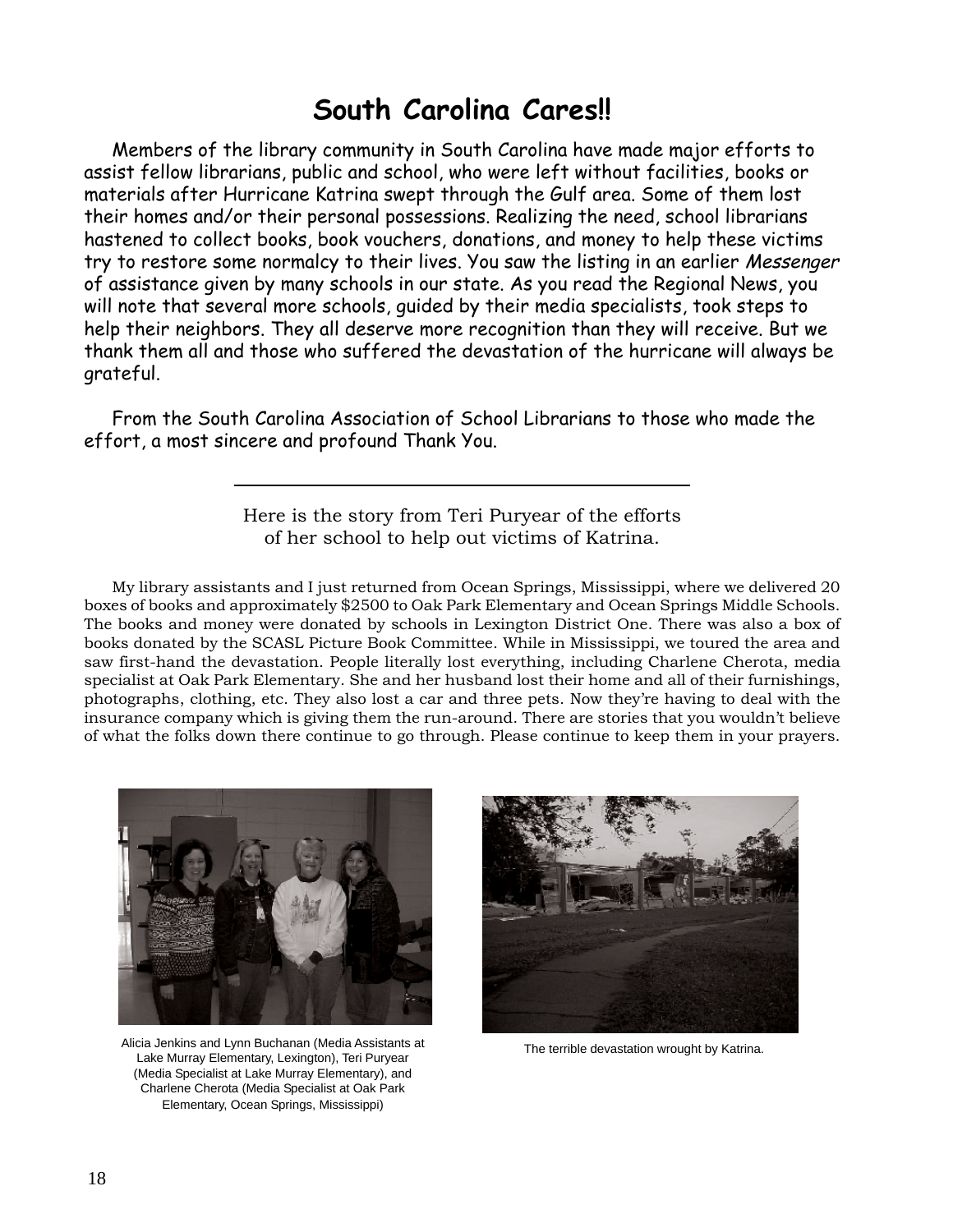# South Carolina Cares!!

Members of the library community in South Carolina have made major efforts to assist fellow librarians, public and school, who were left without facilities, books or materials after Hurricane Katrina swept through the Gulf area. Some of them lost their homes and/or their personal possessions. Realizing the need, school librarians hastened to collect books, book vouchers, donations, and money to help these victims try to restore some normalcy to their lives. You saw the listing in an earlier *Messenger* of assistance given by many schools in our state. As you read the Regional News, you will note that several more schools, guided by their media specialists, took steps to help their neighbors. They all deserve more recognition than they will receive. But we thank them all and those who suffered the devastation of the hurricane will always be grateful.

From the South Carolina Association of School Librarians to those who made the effort, a most sincere and profound Thank You.

---

Here is the story from Teri Puryear of the efforts of her school to help out victims of Katrina.

My library assistants and I just returned from Ocean Springs, Mississippi, where we delivered 20 boxes of books and approximately $2500 to Oak Park Elementary and Ocean Springs Middle Schools. The books and money were donated by schools in Lexington District One. There was also a box of books donated by the SCASL Picture Book Committee. While in Mississippi, we toured the area and saw first-hand the devastation. People literally lost everything, including Charlene Cherota, media specialist at Oak Park Elementary. She and her husband lost their home and all of their furnishings, photographs, clothing, etc. They also lost a car and three pets. Now they're having to deal with the insurance company which is giving them the run-around. There are stories that you wouldn't believe of what the folks down there continue to go through. Please continue to keep them in your prayers.

Alicia Jenkins and Lynn Buchanan (Media Assistants at Lake Murray Elementary, Lexington), Teri Puryear (Media Specialist at Lake Murray Elementary), and Charlene Cherota (Media Specialist at Oak Park Elementary, Ocean Springs, Mississippi)

The terrible devastation wrought by Katrina.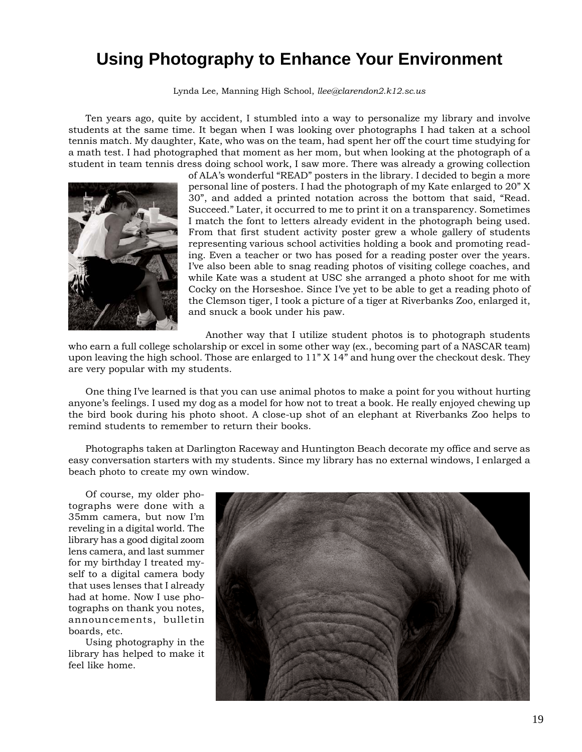# Using Photography to Enhance Your Environment

Lynda Lee, Manning High School, *llee@clarendon2.k12.sc.us*

Ten years ago, quite by accident, I stumbled into a way to personalize my library and involve students at the same time. It began when I was looking over photographs I had taken at a school tennis match. My daughter, Kate, who was on the team, had spent her off the court time studying for a math test. I had photographed that moment as her mom, but when looking at the photograph of a student in team tennis dress doing school work, I saw more. There was already a growing collection of ALA's wonderful "READ" posters in the library. I decided to begin a more personal line of posters. I had the photograph of my Kate enlarged to 20" X 30", and added a printed notation across the bottom that said, "Read. Succeed." Later, it occurred to me to print it on a transparency. Sometimes I match the font to letters already evident in the photograph being used. From that first student activity poster grew a whole gallery of students representing various school activities holding a book and promoting reading. Even a teacher or two has posed for a reading poster over the years. I've also been able to snag reading photos of visiting college coaches, and while Kate was a student at USC she arranged a photo shoot for me with Cocky on the Horseshoe. Since I've yet to be able to get a reading photo of the Clemson tiger, I took a picture of a tiger at Riverbanks Zoo, enlarged it, and snuck a book under his paw.

Another way that I utilize student photos is to photograph students who earn a full college scholarship or excel in some other way (ex., becoming part of a NASCAR team) upon leaving the high school. Those are enlarged to 11" X 14" and hung over the checkout desk. They are very popular with my students.

One thing I've learned is that you can use animal photos to make a point for you without hurting anyone's feelings. I used my dog as a model for how not to treat a book. He really enjoyed chewing up the bird book during his photo shoot. A close-up shot of an elephant at Riverbanks Zoo helps to remind students to remember to return their books.

Photographs taken at Darlington Raceway and Huntington Beach decorate my office and serve as easy conversation starters with my students. Since my library has no external windows, I enlarged a beach photo to create my own window.

Of course, my older photographs were done with a 35mm camera, but now I'm reveling in a digital world. The library has a good digital zoom lens camera, and last summer for my birthday I treated myself to a digital camera body that uses lenses that I already had at home. Now I use photographs on thank you notes, announcements, bulletin boards, etc.

Using photography in the library has helped to make it feel like home.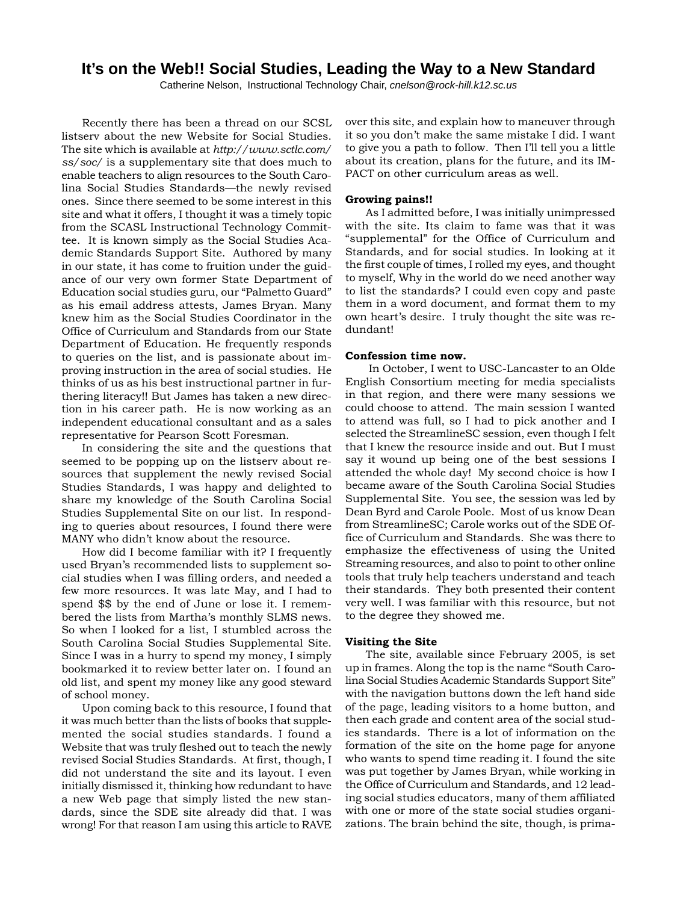# It's on the Web!! Social Studies, Leading the Way to a New Standard

Catherine Nelson, Instructional Technology Chair, *cnelson@rock-hill.k12.sc.us*

Recently there has been a thread on our SCSL listserv about the new Website for Social Studies. The site which is available at *http://www.sctlc.com/ss/soc/* is a supplementary site that does much to enable teachers to align resources to the South Carolina Social Studies Standards—the newly revised ones. Since there seemed to be some interest in this site and what it offers, I thought it was a timely topic from the SCASL Instructional Technology Committee. It is known simply as the Social Studies Academic Standards Support Site. Authored by many in our state, it has come to fruition under the guidance of our very own former State Department of Education social studies guru, our "Palmetto Guard" as his email address attests, James Bryan. Many knew him as the Social Studies Coordinator in the Office of Curriculum and Standards from our State Department of Education. He frequently responds to queries on the list, and is passionate about improving instruction in the area of social studies. He thinks of us as his best instructional partner in furthering literacy!! But James has taken a new direction in his career path. He is now working as an independent educational consultant and as a sales representative for Pearson Scott Foresman.

In considering the site and the questions that seemed to be popping up on the listserv about resources that supplement the newly revised Social Studies Standards, I was happy and delighted to share my knowledge of the South Carolina Social Studies Supplemental Site on our list. In responding to queries about resources, I found there were MANY who didn't know about the resource.

How did I become familiar with it? I frequently used Bryan's recommended lists to supplement social studies when I was filling orders, and needed a few more resources. It was late May, and I had to spend $$ by the end of June or lose it. I remembered the lists from Martha's monthly SLMS news. So when I looked for a list, I stumbled across the South Carolina Social Studies Supplemental Site. Since I was in a hurry to spend my money, I simply bookmarked it to review better later on. I found an old list, and spent my money like any good steward of school money.

Upon coming back to this resource, I found that it was much better than the lists of books that supplemented the social studies standards. I found a Website that was truly fleshed out to teach the newly revised Social Studies Standards. At first, though, I did not understand the site and its layout. I even initially dismissed it, thinking how redundant to have a new Web page that simply listed the new standards, since the SDE site already did that. I was wrong! For that reason I am using this article to RAVE over this site, and explain how to maneuver through it so you don't make the same mistake I did. I want to give you a path to follow. Then I'll tell you a little about its creation, plans for the future, and its IMPACT on other curriculum areas as well.

**Growing pains!!**

As I admitted before, I was initially unimpressed with the site. Its claim to fame was that it was "supplemental" for the Office of Curriculum and Standards, and for social studies. In looking at it the first couple of times, I rolled my eyes, and thought to myself, Why in the world do we need another way to list the standards? I could even copy and paste them in a word document, and format them to my own heart's desire. I truly thought the site was redundant!

**Confession time now.**

In October, I went to USC-Lancaster to an Olde English Consortium meeting for media specialists in that region, and there were many sessions we could choose to attend. The main session I wanted to attend was full, so I had to pick another and I selected the StreamlineSC session, even though I felt that I knew the resource inside and out. But I must say it wound up being one of the best sessions I attended the whole day! My second choice is how I became aware of the South Carolina Social Studies Supplemental Site. You see, the session was led by Dean Byrd and Carole Poole. Most of us know Dean from StreamlineSC; Carole works out of the SDE Office of Curriculum and Standards. She was there to emphasize the effectiveness of using the United Streaming resources, and also to point to other online tools that truly help teachers understand and teach their standards. They both presented their content very well. I was familiar with this resource, but not to the degree they showed me.

**Visiting the Site**

The site, available since February 2005, is set up in frames. Along the top is the name "South Carolina Social Studies Academic Standards Support Site" with the navigation buttons down the left hand side of the page, leading visitors to a home button, and then each grade and content area of the social studies standards. There is a lot of information on the formation of the site on the home page for anyone who wants to spend time reading it. I found the site was put together by James Bryan, while working in the Office of Curriculum and Standards, and 12 leading social studies educators, many of them affiliated with one or more of the state social studies organizations. The brain behind the site, though, is prima-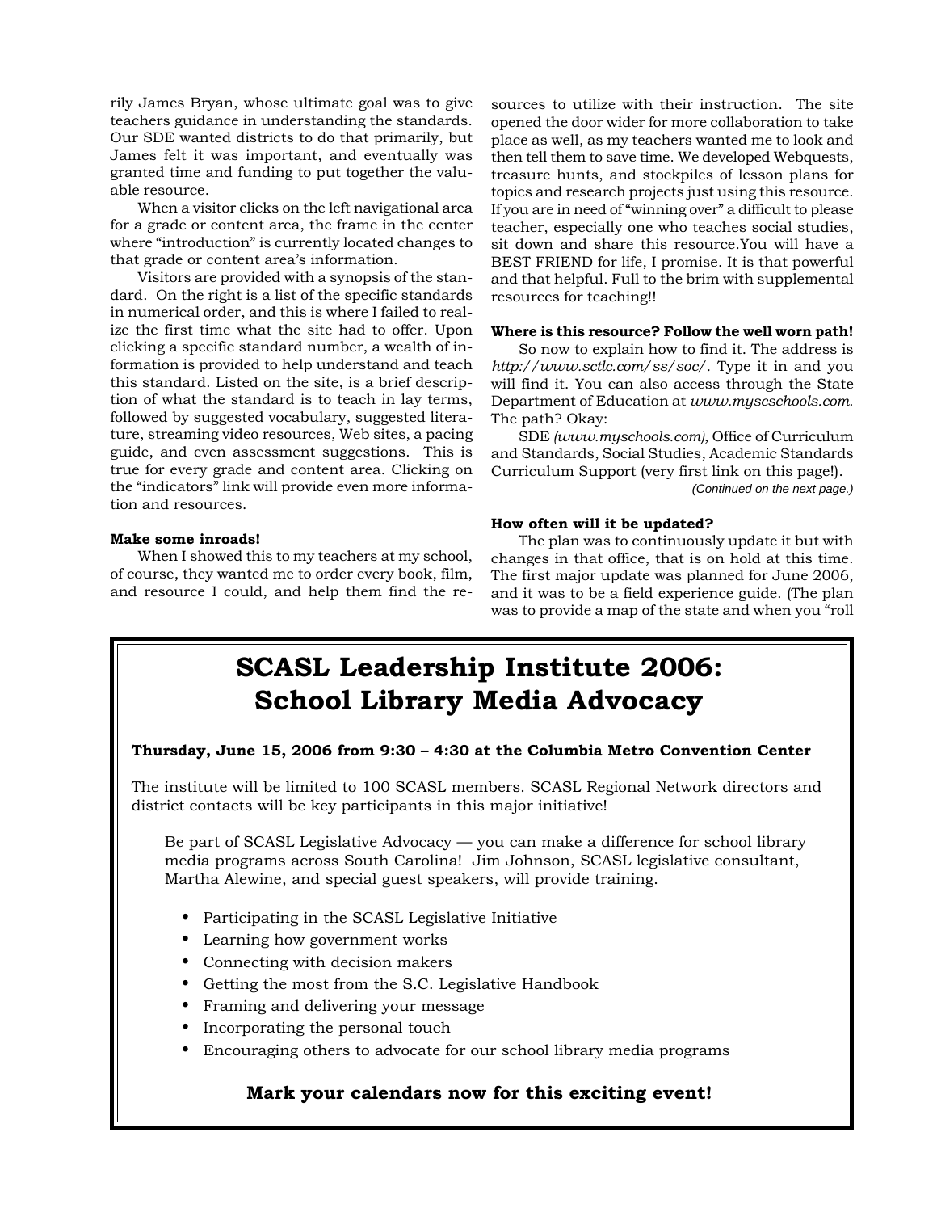rily James Bryan, whose ultimate goal was to give teachers guidance in understanding the standards. Our SDE wanted districts to do that primarily, but James felt it was important, and eventually was granted time and funding to put together the valuable resource.

When a visitor clicks on the left navigational area for a grade or content area, the frame in the center where "introduction" is currently located changes to that grade or content area's information.

Visitors are provided with a synopsis of the standard. On the right is a list of the specific standards in numerical order, and this is where I failed to realize the first time what the site had to offer. Upon clicking a specific standard number, a wealth of information is provided to help understand and teach this standard. Listed on the site, is a brief description of what the standard is to teach in lay terms, followed by suggested vocabulary, suggested literature, streaming video resources, Web sites, a pacing guide, and even assessment suggestions. This is true for every grade and content area. Clicking on the "indicators" link will provide even more information and resources.

**Make some inroads!**

When I showed this to my teachers at my school, of course, they wanted me to order every book, film, and resource I could, and help them find the resources to utilize with their instruction. The site opened the door wider for more collaboration to take place as well, as my teachers wanted me to look and then tell them to save time. We developed Webquests, treasure hunts, and stockpiles of lesson plans for topics and research projects just using this resource. If you are in need of "winning over" a difficult to please teacher, especially one who teaches social studies, sit down and share this resource.You will have a BEST FRIEND for life, I promise. It is that powerful and that helpful. Full to the brim with supplemental resources for teaching!!

**Where is this resource? Follow the well worn path!**

So now to explain how to find it. The address is *http://www.sctlc.com/ss/soc/*. Type it in and you will find it. You can also access through the State Department of Education at *www.myscschools.com*. The path? Okay:

SDE *(www.myschools.com)*, Office of Curriculum and Standards, Social Studies, Academic Standards Curriculum Support (very first link on this page!).

*(Continued on the next page.)*

**How often will it be updated?**

The plan was to continuously update it but with changes in that office, that is on hold at this time. The first major update was planned for June 2006, and it was to be a field experience guide. (The plan was to provide a map of the state and when you "roll

# SCASL Leadership Institute 2006: School Library Media Advocacy

**Thursday, June 15, 2006 from 9:30 – 4:30 at the Columbia Metro Convention Center**

The institute will be limited to 100 SCASL members. SCASL Regional Network directors and district contacts will be key participants in this major initiative!

Be part of SCASL Legislative Advocacy — you can make a difference for school library media programs across South Carolina! Jim Johnson, SCASL legislative consultant, Martha Alewine, and special guest speakers, will provide training.

- Participating in the SCASL Legislative Initiative
- Learning how government works
- Connecting with decision makers
- Getting the most from the S.C. Legislative Handbook
- Framing and delivering your message
- Incorporating the personal touch
- Encouraging others to advocate for our school library media programs

**Mark your calendars now for this exciting event!**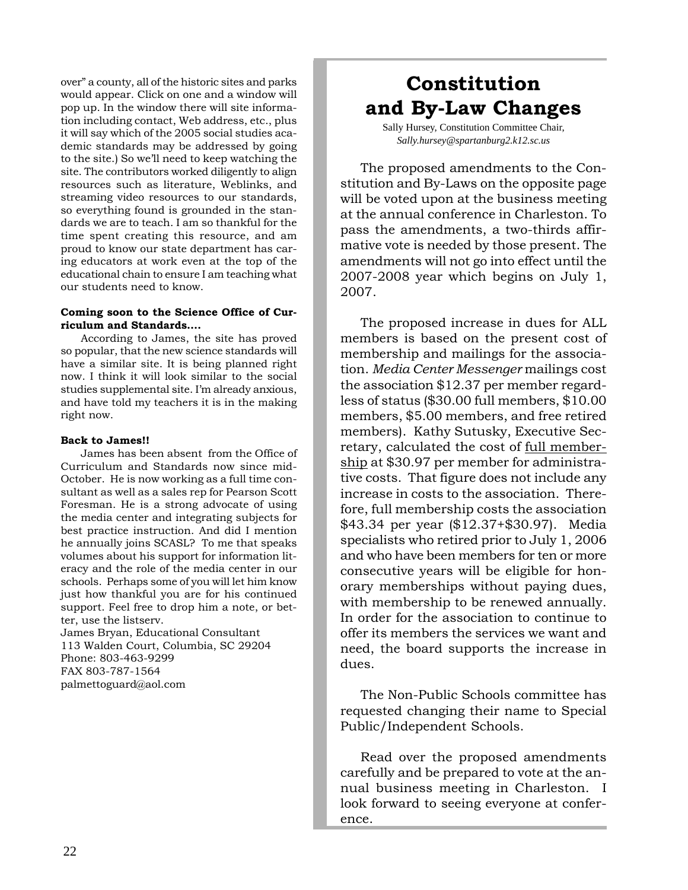over" a county, all of the historic sites and parks would appear. Click on one and a window will pop up. In the window there will site information including contact, Web address, etc., plus it will say which of the 2005 social studies academic standards may be addressed by going to the site.) So we'll need to keep watching the site. The contributors worked diligently to align resources such as literature, Weblinks, and streaming video resources to our standards, so everything found is grounded in the standards we are to teach. I am so thankful for the time spent creating this resource, and am proud to know our state department has caring educators at work even at the top of the educational chain to ensure I am teaching what our students need to know.

**Coming soon to the Science Office of Curriculum and Standards….**

According to James, the site has proved so popular, that the new science standards will have a similar site. It is being planned right now. I think it will look similar to the social studies supplemental site. I'm already anxious, and have told my teachers it is in the making right now.

**Back to James!!**

James has been absent from the Office of Curriculum and Standards now since mid-October. He is now working as a full time consultant as well as a sales rep for Pearson Scott Foresman. He is a strong advocate of using the media center and integrating subjects for best practice instruction. And did I mention he annually joins SCASL? To me that speaks volumes about his support for information literacy and the role of the media center in our schools. Perhaps some of you will let him know just how thankful you are for his continued support. Feel free to drop him a note, or better, use the listserv.

James Bryan, Educational Consultant
113 Walden Court, Columbia, SC 29204
Phone: 803-463-9299
FAX 803-787-1564
palmettoguard@aol.com

# Constitution and By-Law Changes

Sally Hursey, Constitution Committee Chair,
*Sally.hursey@spartanburg2.k12.sc.us*

The proposed amendments to the Constitution and By-Laws on the opposite page will be voted upon at the business meeting at the annual conference in Charleston. To pass the amendments, a two-thirds affirmative vote is needed by those present. The amendments will not go into effect until the 2007-2008 year which begins on July 1, 2007.

The proposed increase in dues for ALL members is based on the present cost of membership and mailings for the association. *Media Center Messenger* mailings cost the association $12.37 per member regardless of status ($30.00 full members, $10.00 members, $5.00 members, and free retired members). Kathy Sutusky, Executive Secretary, calculated the cost of full membership at $30.97 per member for administrative costs. That figure does not include any increase in costs to the association. Therefore, full membership costs the association $43.34 per year ($12.37+$30.97). Media specialists who retired prior to July 1, 2006 and who have been members for ten or more consecutive years will be eligible for honorary memberships without paying dues, with membership to be renewed annually. In order for the association to continue to offer its members the services we want and need, the board supports the increase in dues.

The Non-Public Schools committee has requested changing their name to Special Public/Independent Schools.

Read over the proposed amendments carefully and be prepared to vote at the annual business meeting in Charleston. I look forward to seeing everyone at conference.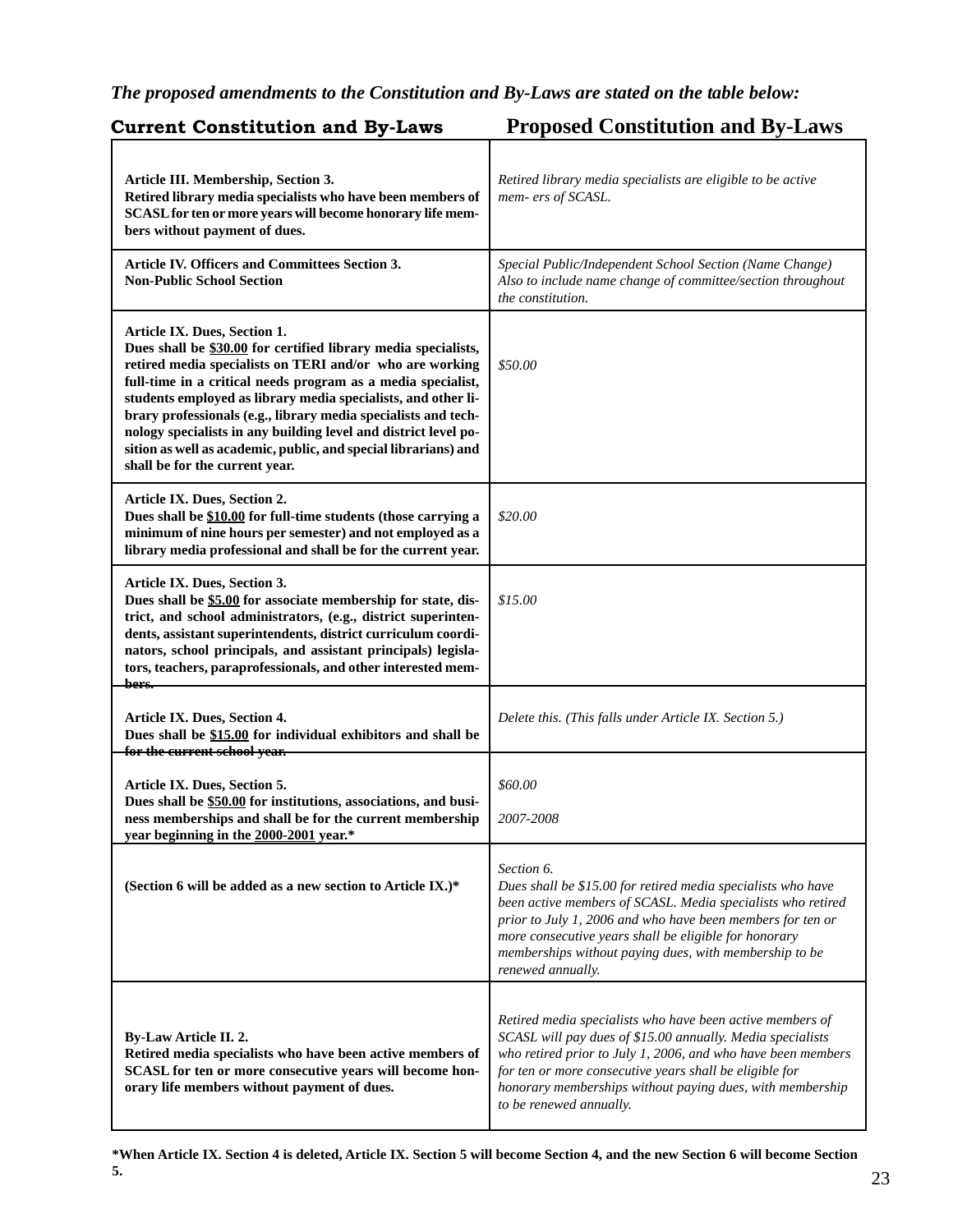*The proposed amendments to the Constitution and By-Laws are stated on the table below:*

| Current Constitution and By-Laws | Proposed Constitution and By-Laws |
|---|---|
| **Article III. Membership, Section 3.** **Retired library media specialists who have been members of SCASL for ten or more years will become honorary life members without payment of dues.** | *Retired library media specialists are eligible to be active mem- ers of SCASL.* |
| **Article IV. Officers and Committees Section 3.** **Non-Public School Section** | *Special Public/Independent School Section (Name Change) Also to include name change of committee/section throughout the constitution.* |
| **Article IX. Dues, Section 1.** **Dues shall be <u>$30.00</u> for certified library media specialists, retired media specialists on TERI and/or who are working full-time in a critical needs program as a media specialist, students employed as library media specialists, and other library professionals (e.g., library media specialists and technology specialists in any building level and district level position as well as academic, public, and special librarians) and shall be for the current year.** | *$50.00* |
| **Article IX. Dues, Section 2.** **Dues shall be <u>$10.00</u> for full-time students (those carrying a minimum of nine hours per semester) and not employed as a library media professional and shall be for the current year.** | *$20.00* |
| **Article IX. Dues, Section 3.** **Dues shall be <u>$5.00</u> for associate membership for state, district, and school administrators, (e.g., district superintendents, assistant superintendents, district curriculum coordinators, school principals, and assistant principals) legislators, teachers, paraprofessionals, and other interested members.** | *$15.00* |
| **Article IX. Dues, Section 4.** **Dues shall be <u>$15.00</u> for individual exhibitors and shall be for the current school year.** | *Delete this. (This falls under Article IX. Section 5.)* |
| **Article IX. Dues, Section 5.** **Dues shall be <u>$50.00</u> for institutions, associations, and business memberships and shall be for the current membership year beginning in the <u>2000-2001</u> year.*** | *$60.00* *2007-2008* |
| **(Section 6 will be added as a new section to Article IX.)*** | *Section 6.* *Dues shall be $15.00 for retired media specialists who have been active members of SCASL. Media specialists who retired prior to July 1, 2006 and who have been members for ten or more consecutive years shall be eligible for honorary memberships without paying dues, with membership to be renewed annually.* |
| **By-Law Article II. 2.** **Retired media specialists who have been active members of SCASL for ten or more consecutive years will become honorary life members without payment of dues.** | *Retired media specialists who have been active members of SCASL will pay dues of $15.00 annually. Media specialists who retired prior to July 1, 2006, and who have been members for ten or more consecutive years shall be eligible for honorary memberships without paying dues, with membership to be renewed annually.* |

**\*When Article IX. Section 4 is deleted, Article IX. Section 5 will become Section 4, and the new Section 6 will become Section 5.**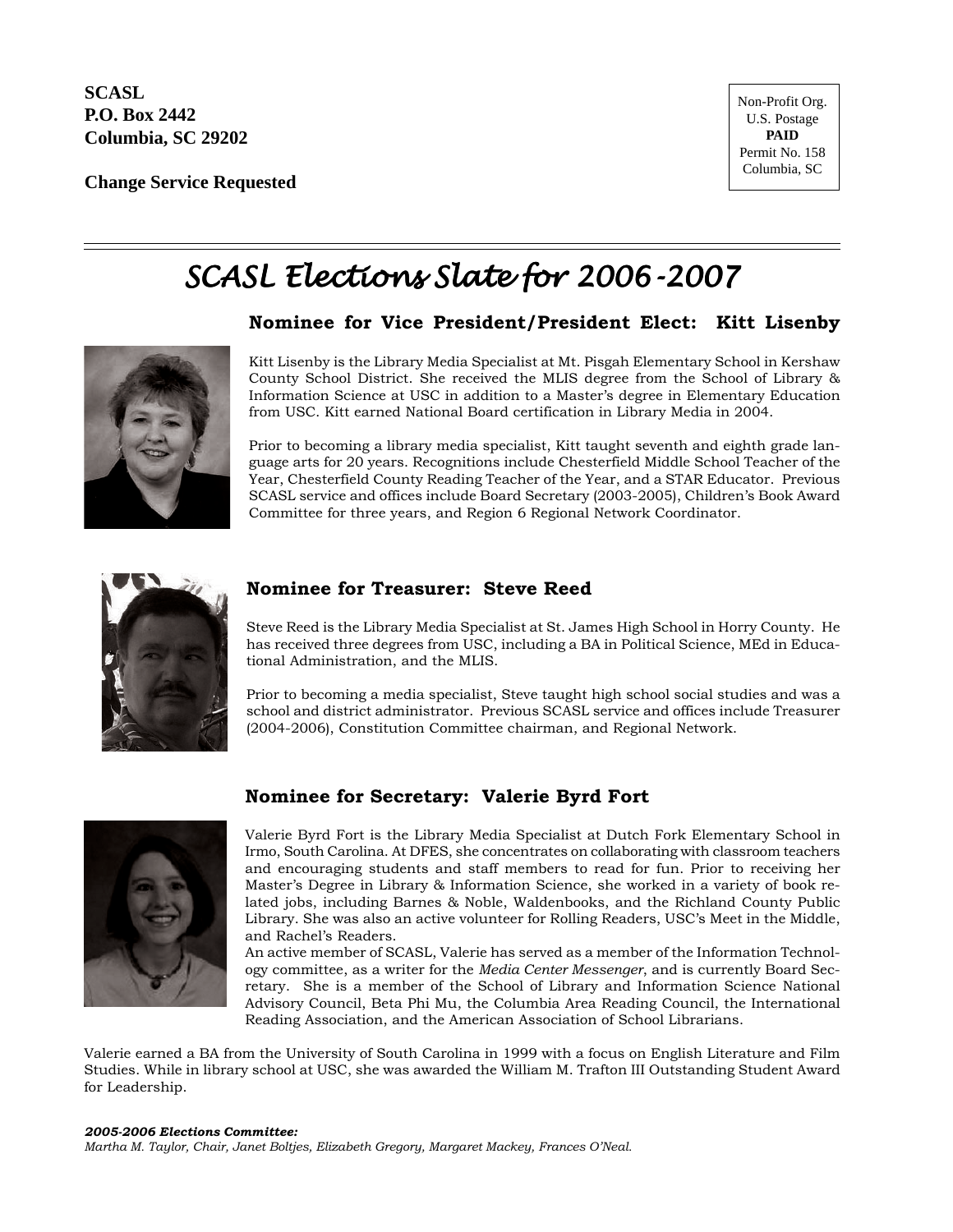**SCASL**
**P.O. Box 2442**
**Columbia, SC 29202**

**Change Service Requested**

Non-Profit Org.
U.S. Postage
**PAID**
Permit No. 158
Columbia, SC

# *SCASL Elections Slate for 2006-2007*

## Nominee for Vice President/President Elect: Kitt Lisenby

Kitt Lisenby is the Library Media Specialist at Mt. Pisgah Elementary School in Kershaw County School District. She received the MLIS degree from the School of Library & Information Science at USC in addition to a Master's degree in Elementary Education from USC. Kitt earned National Board certification in Library Media in 2004.

Prior to becoming a library media specialist, Kitt taught seventh and eighth grade language arts for 20 years. Recognitions include Chesterfield Middle School Teacher of the Year, Chesterfield County Reading Teacher of the Year, and a STAR Educator. Previous SCASL service and offices include Board Secretary (2003-2005), Children's Book Award Committee for three years, and Region 6 Regional Network Coordinator.

## Nominee for Treasurer: Steve Reed

Steve Reed is the Library Media Specialist at St. James High School in Horry County. He has received three degrees from USC, including a BA in Political Science, MEd in Educational Administration, and the MLIS.

Prior to becoming a media specialist, Steve taught high school social studies and was a school and district administrator. Previous SCASL service and offices include Treasurer (2004-2006), Constitution Committee chairman, and Regional Network.

## Nominee for Secretary: Valerie Byrd Fort

Valerie Byrd Fort is the Library Media Specialist at Dutch Fork Elementary School in Irmo, South Carolina. At DFES, she concentrates on collaborating with classroom teachers and encouraging students and staff members to read for fun. Prior to receiving her Master's Degree in Library & Information Science, she worked in a variety of book related jobs, including Barnes & Noble, Waldenbooks, and the Richland County Public Library. She was also an active volunteer for Rolling Readers, USC's Meet in the Middle, and Rachel's Readers.

An active member of SCASL, Valerie has served as a member of the Information Technology committee, as a writer for the *Media Center Messenger,* and is currently Board Secretary. She is a member of the School of Library and Information Science National Advisory Council, Beta Phi Mu, the Columbia Area Reading Council, the International Reading Association, and the American Association of School Librarians.

Valerie earned a BA from the University of South Carolina in 1999 with a focus on English Literature and Film Studies. While in library school at USC, she was awarded the William M. Trafton III Outstanding Student Award for Leadership.

***2005-2006 Elections Committee:***
*Martha M. Taylor, Chair, Janet Boltjes, Elizabeth Gregory, Margaret Mackey, Frances O'Neal.*